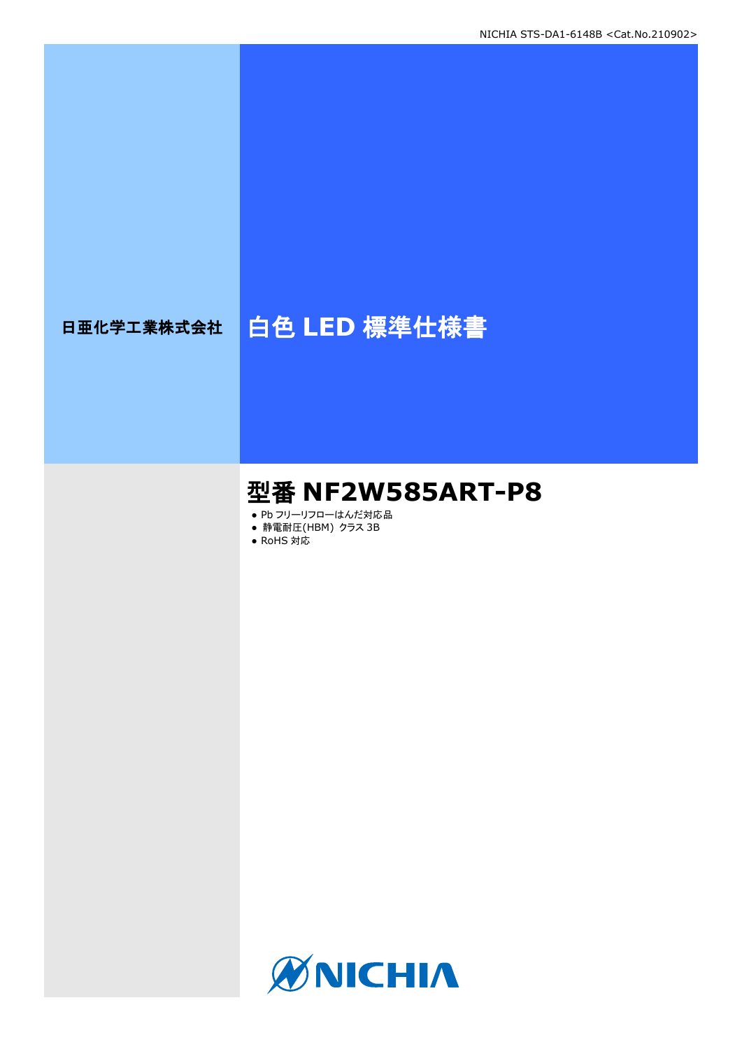日亜化学工業株式会社

# 白色 LED 標準仕様書

## 型番 NF2W585ART-P8

- Pb フリーリフローはんだ対応品
- 静電耐圧(HBM) クラス 3B
- RoHS 対応

NICHIA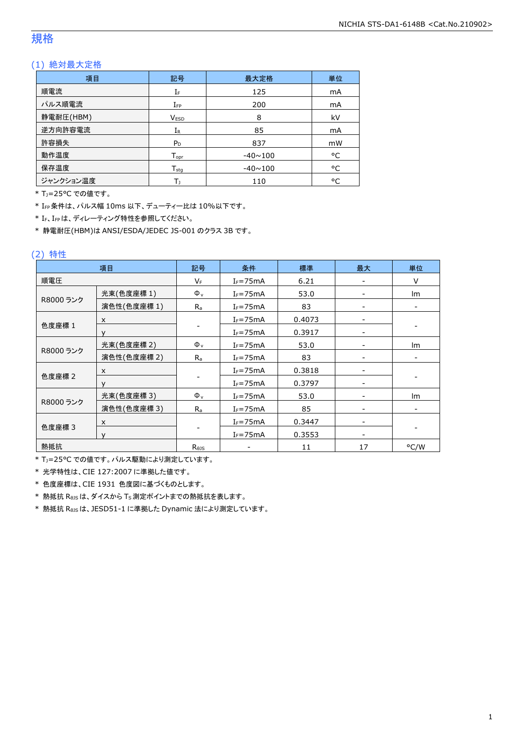# 規格

## (1) 絶対最大定格

| 項目 | 記号 | 最大定格 | 単位 |
|---|---|---|---|
| 順電流 | $I_F$ | 125 | mA |
| パルス順電流 | $I_{FP}$ | 200 | mA |
| 静電耐圧(HBM) | $V_{ESD}$ | 8 | kV |
| 逆方向許容電流 | $I_R$ | 85 | mA |
| 許容損失 | $P_D$ | 837 | mW |
| 動作温度 | $T_{opr}$ | -40~100 | °C |
| 保存温度 | $T_{stg}$ | -40~100 | °C |
| ジャンクション温度 | $T_J$ | 110 | °C |

* $T_J$=25°C での値です。
* $I_{FP}$ 条件は、パルス幅 10ms 以下、デューティー比は 10%以下です。
* $I_F$、$I_{FP}$ は、ディレーティング特性を参照してください。
* 静電耐圧(HBM)は ANSI/ESDA/JEDEC JS-001 のクラス 3B です。

## (2) 特性

| 項目 | | 記号 | 条件 | 標準 | 最大 | 単位 |
|---|---|---|---|---|---|---|
| 順電圧 | | $V_F$ | $I_F$=75mA | 6.21 | - | V |
| R8000 ランク | 光束(色度座標 1) | $\Phi_v$ | $I_F$=75mA | 53.0 | - | lm |
| | 演色性(色度座標 1) | $R_a$ | $I_F$=75mA | 83 | - | - |
| 色度座標 1 | x | - | $I_F$=75mA | 0.4073 | - | - |
| | y | | $I_F$=75mA | 0.3917 | - | |
| R8000 ランク | 光束(色度座標 2) | $\Phi_v$ | $I_F$=75mA | 53.0 | - | lm |
| | 演色性(色度座標 2) | $R_a$ | $I_F$=75mA | 83 | - | - |
| 色度座標 2 | x | - | $I_F$=75mA | 0.3818 | - | - |
| | y | | $I_F$=75mA | 0.3797 | - | |
| R8000 ランク | 光束(色度座標 3) | $\Phi_v$ | $I_F$=75mA | 53.0 | - | lm |
| | 演色性(色度座標 3) | $R_a$ | $I_F$=75mA | 85 | - | - |
| 色度座標 3 | x | - | $I_F$=75mA | 0.3447 | - | - |
| | y | | $I_F$=75mA | 0.3553 | - | |
| 熱抵抗 | | $R_{\theta JS}$ | - | 11 | 17 | °C/W |

* $T_J$=25°C での値です。パルス駆動により測定しています。
* 光学特性は、CIE 127:2007 に準拠した値です。
* 色度座標は、CIE 1931 色度図に基づくものとします。
* 熱抵抗 $R_{\theta JS}$ は、ダイスから $T_S$ 測定ポイントまでの熱抵抗を表します。
* 熱抵抗 $R_{\theta JS}$ は、JESD51-1 に準拠した Dynamic 法により測定しています。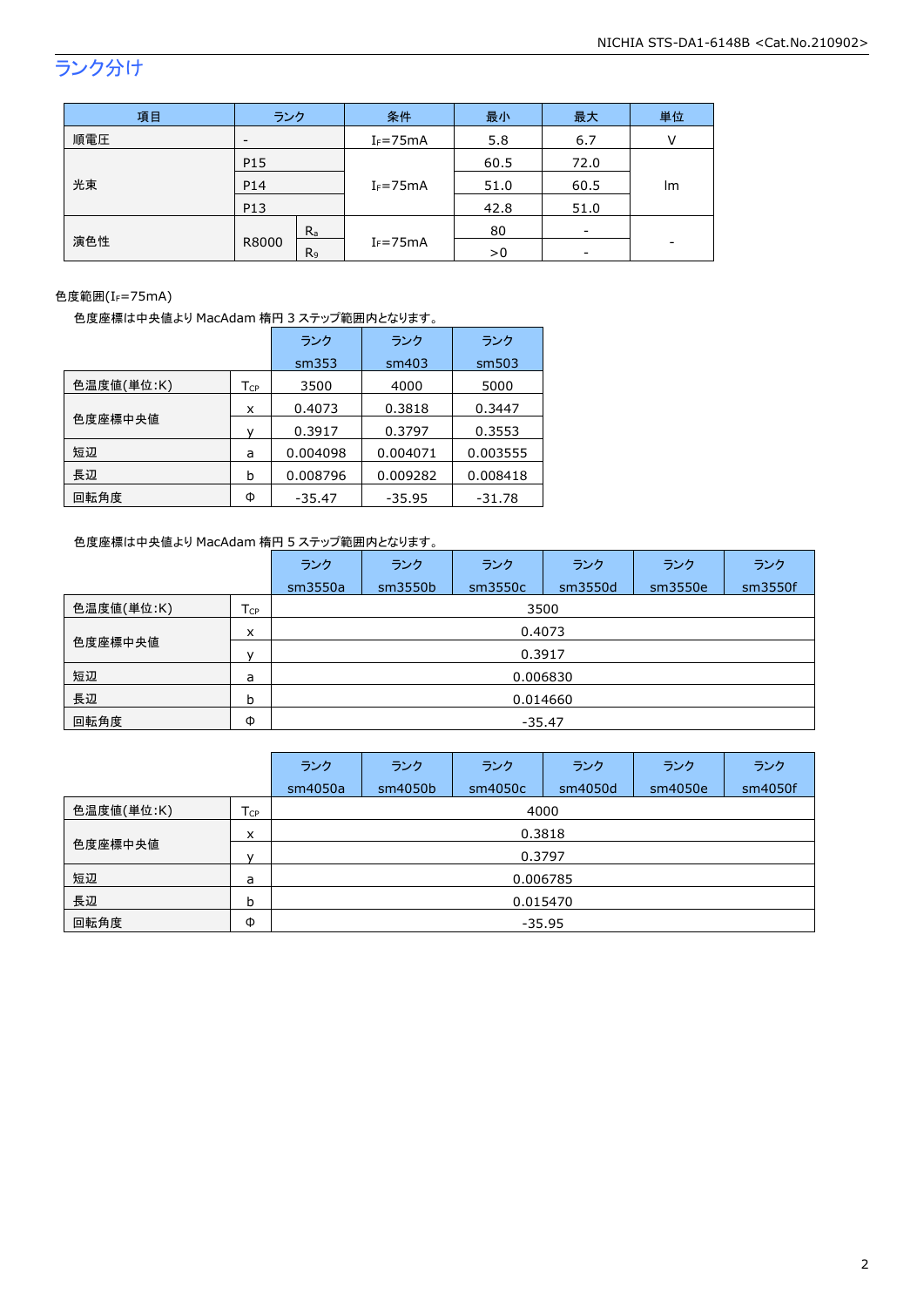## ランク分け

| 項目 | ランク | | 条件 | 最小 | 最大 | 単位 |
|---|---|---|---|---|---|---|
| 順電圧 | - | | $I_F$=75mA | 5.8 | 6.7 | V |
| 光束 | P15 | | $I_F$=75mA | 60.5 | 72.0 | lm |
| | P14 | | | 51.0 | 60.5 | |
| | P13 | | | 42.8 | 51.0 | |
| 演色性 | R8000 | $R_a$ | $I_F$=75mA | 80 | - | - |
| | | $R_9$ | | >0 | - | |

色度範囲($I_F$=75mA)

色度座標は中央値より MacAdam 楕円 3 ステップ範囲内となります。

| | | ランク sm353 | ランク sm403 | ランク sm503 |
|---|---|---|---|---|
| 色温度値(単位:K) | $T_{CP}$ | 3500 | 4000 | 5000 |
| 色度座標中央値 | x | 0.4073 | 0.3818 | 0.3447 |
| | y | 0.3917 | 0.3797 | 0.3553 |
| 短辺 | a | 0.004098 | 0.004071 | 0.003555 |
| 長辺 | b | 0.008796 | 0.009282 | 0.008418 |
| 回転角度 | Φ | -35.47 | -35.95 | -31.78 |

色度座標は中央値より MacAdam 楕円 5 ステップ範囲内となります。

| | | ランク sm3550a | ランク sm3550b | ランク sm3550c | ランク sm3550d | ランク sm3550e | ランク sm3550f |
|---|---|---|---|---|---|---|---|
| 色温度値(単位:K) | $T_{CP}$ | 3500 | | | | | |
| 色度座標中央値 | x | 0.4073 | | | | | |
| | y | 0.3917 | | | | | |
| 短辺 | a | 0.006830 | | | | | |
| 長辺 | b | 0.014660 | | | | | |
| 回転角度 | Φ | -35.47 | | | | | |

| | | ランク sm4050a | ランク sm4050b | ランク sm4050c | ランク sm4050d | ランク sm4050e | ランク sm4050f |
|---|---|---|---|---|---|---|---|
| 色温度値(単位:K) | $T_{CP}$ | 4000 | | | | | |
| 色度座標中央値 | x | 0.3818 | | | | | |
| | y | 0.3797 | | | | | |
| 短辺 | a | 0.006785 | | | | | |
| 長辺 | b | 0.015470 | | | | | |
| 回転角度 | Φ | -35.95 | | | | | |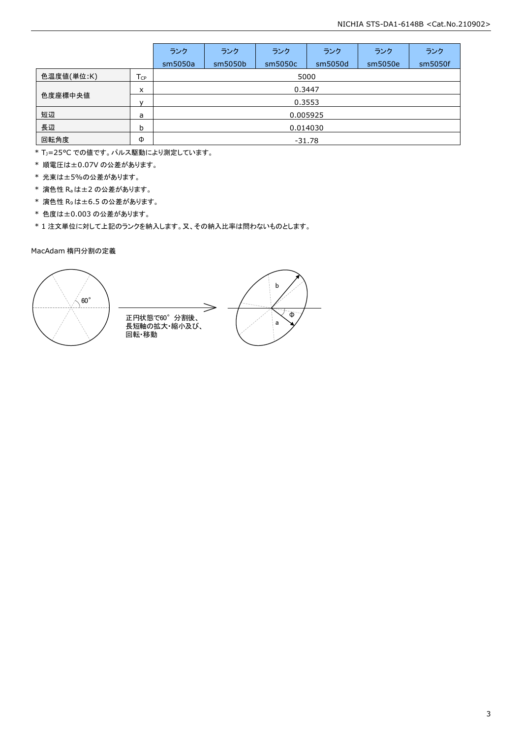| | | ランク sm5050a | ランク sm5050b | ランク sm5050c | ランク sm5050d | ランク sm5050e | ランク sm5050f |
|---|---|---|---|---|---|---|---|
| 色温度値(単位:K) | $T_{CP}$ | 5000 | | | | | |
| 色度座標中央値 | x | 0.3447 | | | | | |
| | y | 0.3553 | | | | | |
| 短辺 | a | 0.005925 | | | | | |
| 長辺 | b | 0.014030 | | | | | |
| 回転角度 | Φ | -31.78 | | | | | |

* $T_J$=25°C での値です。パルス駆動により測定しています。
* 順電圧は±0.07V の公差があります。
* 光束は±5%の公差があります。
* 演色性 $R_a$ は±2 の公差があります。
* 演色性 $R_9$ は±6.5 の公差があります。
* 色度は±0.003 の公差があります。
* 1 注文単位に対して上記のランクを納入します。又、その納入比率は問わないものとします。

MacAdam 楕円分割の定義

60°

正円状態で60° 分割後、
長短軸の拡大・縮小及び、
回転・移動

b

a

Φ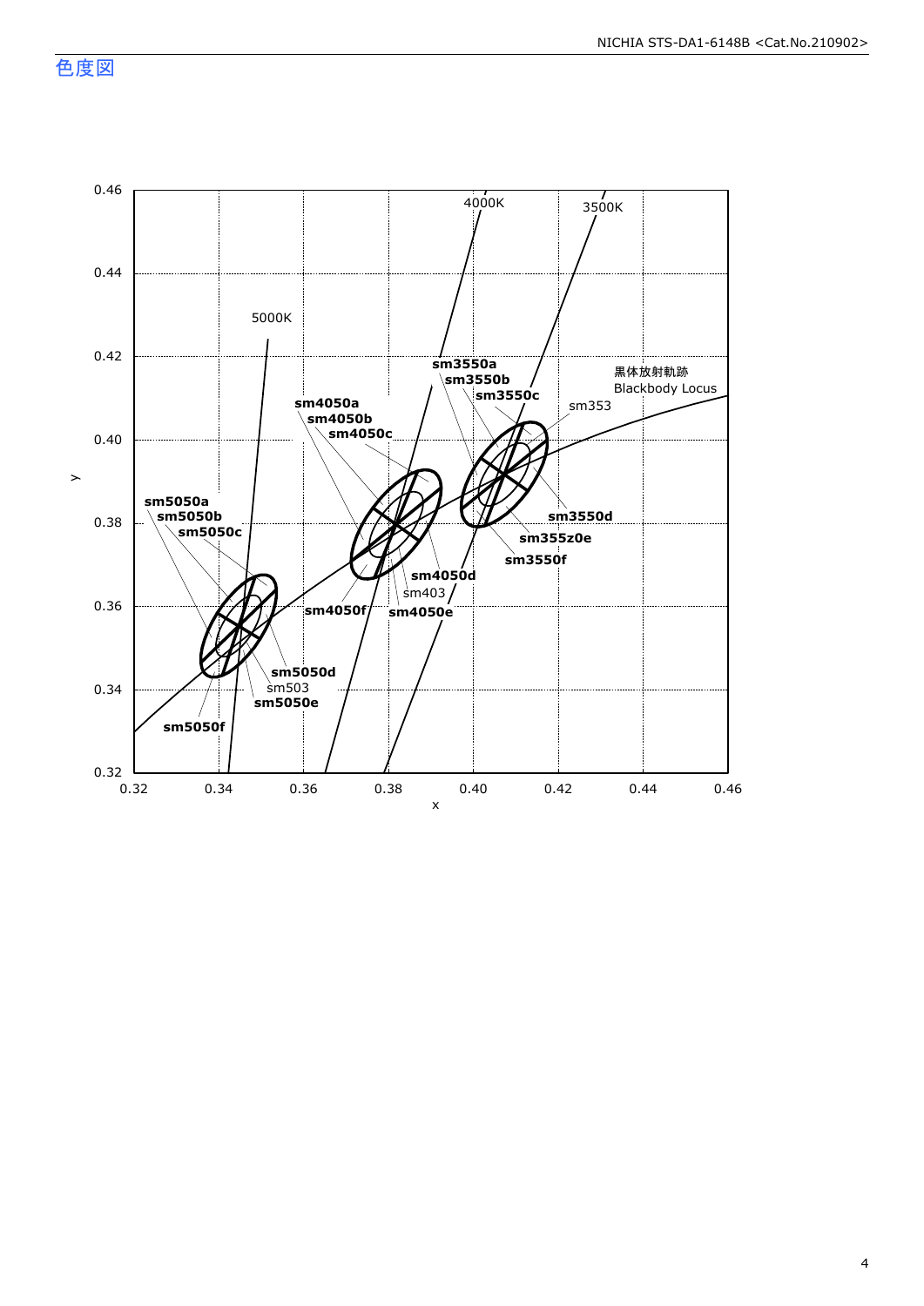# 色度図

0.46
0.44
0.42
0.40
0.38
0.36
0.34
0.32

y

0.32 0.34 0.36 0.38 0.40 0.42 0.44 0.46

x

5000K
4000K
3500K

黒体放射軌跡
Blackbody Locus

**sm5050a**
**sm5050b**
**sm5050c**
**sm5050d**
sm503
**sm5050e**
**sm5050f**

**sm4050a**
**sm4050b**
**sm4050c**
**sm4050d**
sm403
**sm4050e**
**sm4050f**

**sm3550a**
**sm3550b**
**sm3550c**
sm353
**sm3550d**
**sm355z0e**
**sm3550f**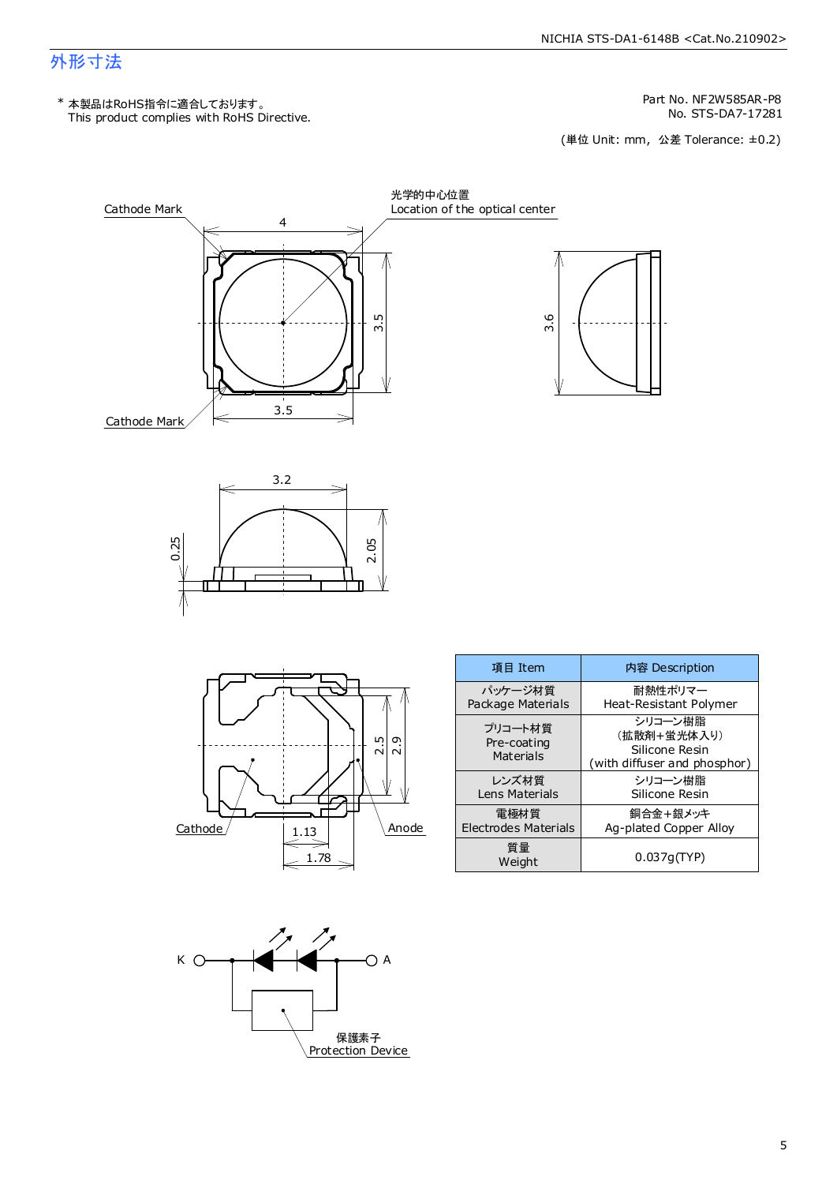# 外形寸法

\* 本製品はRoHS指令に適合しております。
This product complies with RoHS Directive.

Part No. NF2W585AR-P8
No. STS-DA7-17281

(単位 Unit: mm, 公差 Tolerance: ±0.2)

Cathode Mark

光学的中心位置
Location of the optical center

4

3.5

3.5

3.6

Cathode Mark

3.2

0.25

2.05

2.5

2.9

Cathode

Anode

1.13

1.78

| 項目 Item | 内容 Description |
|---|---|
| パッケージ材質<br>Package Materials | 耐熱性ポリマー<br>Heat-Resistant Polymer |
| プリコート材質<br>Pre-coating<br>Materials | シリコーン樹脂<br>(拡散剤+蛍光体入り)<br>Silicone Resin<br>(with diffuser and phosphor) |
| レンズ材質<br>Lens Materials | シリコーン樹脂<br>Silicone Resin |
| 電極材質<br>Electrodes Materials | 銅合金+銀メッキ<br>Ag-plated Copper Alloy |
| 質量<br>Weight | 0.037g(TYP) |

K

A

保護素子
Protection Device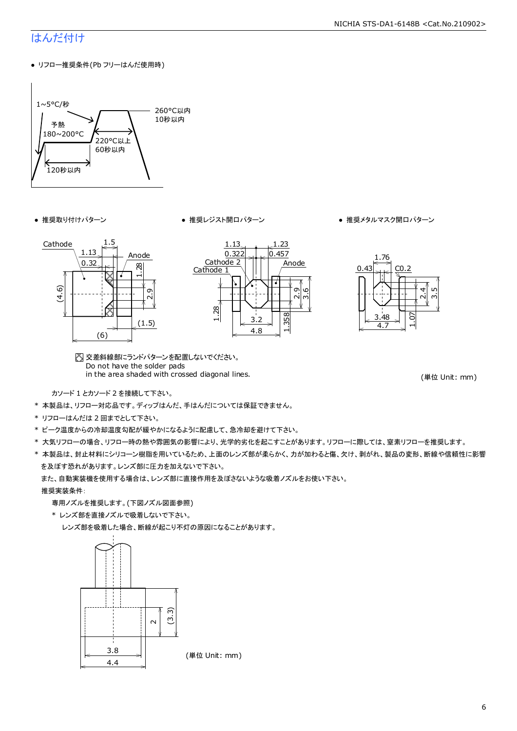# はんだ付け

- リフロー推奨条件(Pb フリーはんだ使用時)

1~5°C/秒

予熱
180~200°C

120秒以内

220°C以上
60秒以内

260°C以内
10秒以内

- 推奨取り付けパターン
- 推奨レジスト開口パターン
- 推奨メタルマスク開口パターン

交差斜線部にランドパターンを配置しないでください。
Do not have the solder pads
in the area shaded with crossed diagonal lines.

(単位 Unit: mm)

カソード 1 とカソード 2 を接続して下さい。

* 本製品は、リフロー対応品です。ディップはんだ、手はんだについては保証できません。
* リフローはんだは 2 回までとして下さい。
* ピーク温度からの冷却温度勾配が緩やかになるように配慮して、急冷却を避けて下さい。
* 大気リフローの場合、リフロー時の熱や雰囲気の影響により、光学的劣化を起こすことがあります。リフローに際しては、窒素リフローを推奨します。
* 本製品は、封止材料にシリコーン樹脂を用いているため、上面のレンズ部が柔らかく、力が加わると傷、欠け、剥がれ、製品の変形、断線や信頼性に影響を及ぼす恐れがあります。レンズ部に圧力を加えないで下さい。

  また、自動実装機を使用する場合は、レンズ部に直接作用を及ぼさないような吸着ノズルをお使い下さい。

  推奨実装条件:

  専用ノズルを推奨します。(下図ノズル図面参照)

  * レンズ部を直接ノズルで吸着しないで下さい。

    レンズ部を吸着した場合、断線が起こり不灯の原因になることがあります。

(単位 Unit: mm)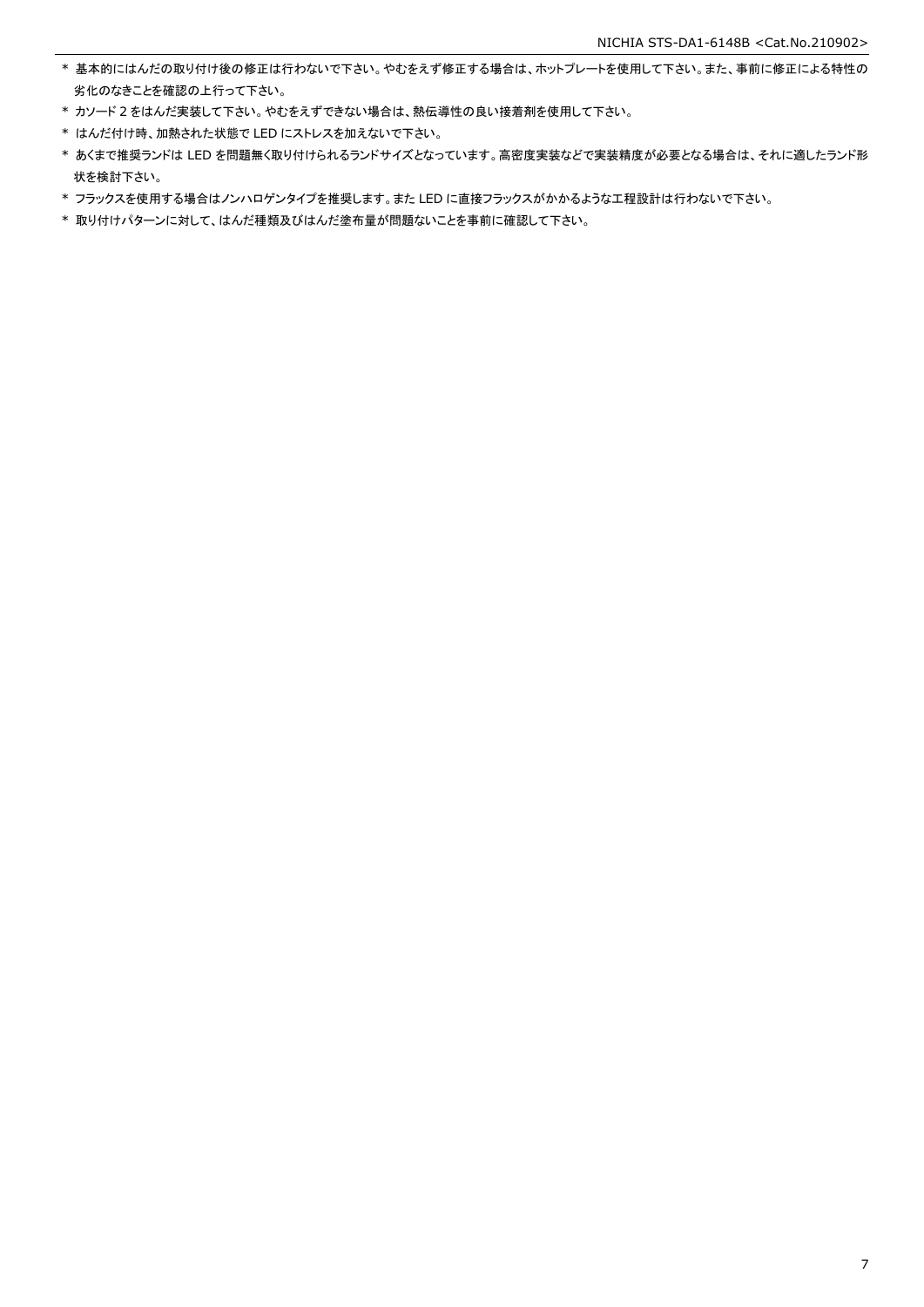* 基本的にはんだの取り付け後の修正は行わないで下さい。やむをえず修正する場合は、ホットプレートを使用して下さい。また、事前に修正による特性の劣化のなきことを確認の上行って下さい。
* カソード 2 をはんだ実装して下さい。やむをえずできない場合は、熱伝導性の良い接着剤を使用して下さい。
* はんだ付け時、加熱された状態で LED にストレスを加えないで下さい。
* あくまで推奨ランドは LED を問題無く取り付けられるランドサイズとなっています。高密度実装などで実装精度が必要となる場合は、それに適したランド形状を検討下さい。
* フラックスを使用する場合はノンハロゲンタイプを推奨します。また LED に直接フラックスがかかるような工程設計は行わないで下さい。
* 取り付けパターンに対して、はんだ種類及びはんだ塗布量が問題ないことを事前に確認して下さい。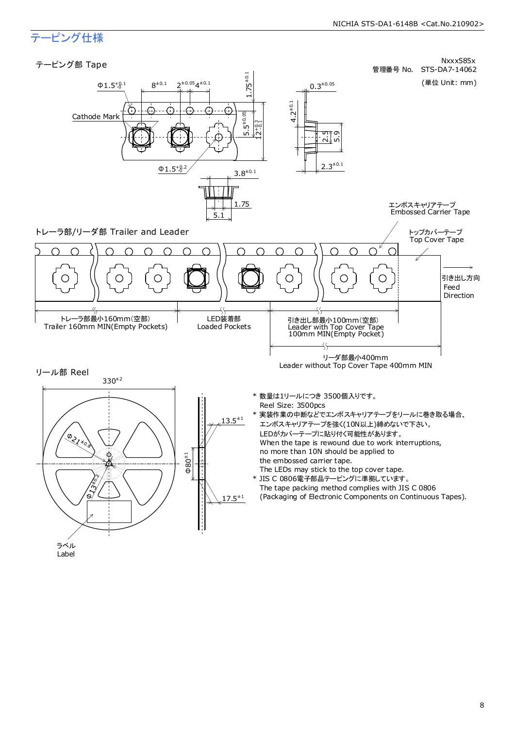## テーピング仕様

Nxxx585x
管理番号 No. STS-DA7-14062
(単位 Unit: mm)

### テーピング部 Tape

Φ1.5$^{+0.1}_{-0}$　$8^{\pm0.1}$　$2^{\pm0.05}$　$4^{\pm0.1}$　$1.75^{\pm0.1}$　$0.3^{\pm0.05}$

Cathode Mark

$5.5^{\pm0.05}$　$12^{+0.3}_{-0.1}$　$4.2^{\pm0.1}$　2.5　5.9

Φ1.5$^{+0.2}_{-0}$　$3.8^{\pm0.1}$　$2.3^{\pm0.1}$

1.75　5.1

### トレーラ部/リーダ部 Trailer and Leader

エンボスキャリアテープ
Embossed Carrier Tape

トップカバーテープ
Top Cover Tape

引き出し方向
Feed Direction

トレーラ部最小160mm(空部)
Trailer 160mm MIN(Empty Pockets)

LED装着部
Loaded Pockets

引き出し部最小100mm(空部)
Leader with Top Cover Tape
100mm MIN(Empty Pocket)

リーダ部最小400mm
Leader without Top Cover Tape 400mm MIN

### リール部 Reel

$330^{\pm2}$　Φ$21^{\pm0.8}$　Φ$13^{\pm0.2}$　Φ$80^{\pm1}$　$13.5^{\pm1}$　$17.5^{\pm1}$

ラベル
Label

- * 数量は1リールにつき 3500個入りです。
  Reel Size: 3500pcs
- * 実装作業の中断などでエンボスキャリアテープをリールに巻き取る場合、
  エンボスキャリアテープを強く(10N以上)締めないで下さい。
  LEDがカバーテープに貼り付く可能性があります。
  When the tape is rewound due to work interruptions,
  no more than 10N should be applied to
  the embossed carrier tape.
  The LEDs may stick to the top cover tape.
- * JIS C 0806電子部品テーピングに準拠しています。
  The tape packing method complies with JIS C 0806
  (Packaging of Electronic Components on Continuous Tapes).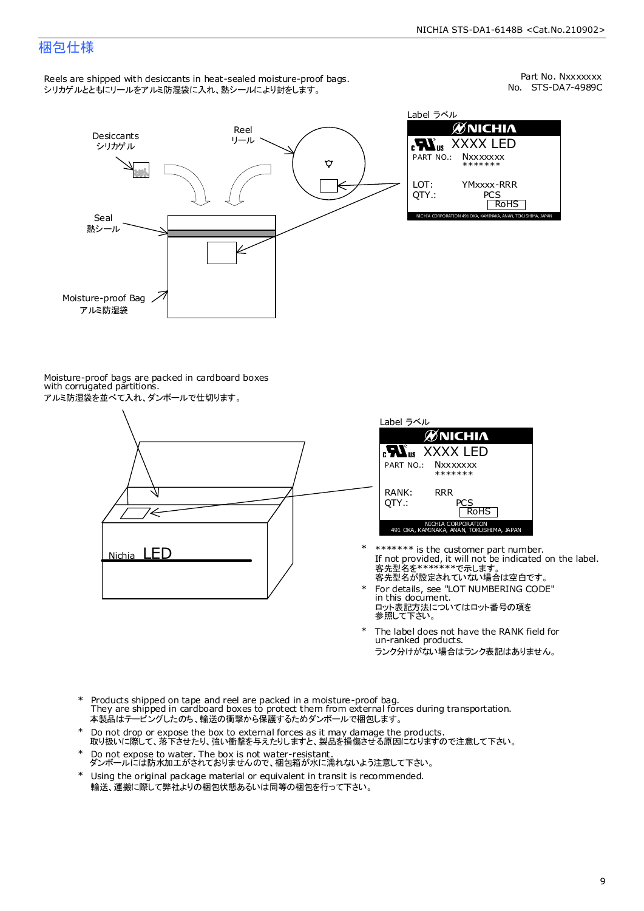# 梱包仕様

Part No. Nxxxxxxx
No. STS-DA7-4989C

Reels are shipped with desiccants in heat-sealed moisture-proof bags.
シリカゲルとともにリールをアルミ防湿袋に入れ、熱シールにより封をします。

Desiccants
シリカゲル

Reel
リール

Seal
熱シール

Moisture-proof Bag
アルミ防湿袋

Label ラベル

NICHIA
XXXX LED
PART NO.: Nxxxxxxx
\*\*\*\*\*\*\*
LOT: YMxxxx-RRR
QTY.: PCS
RoHS
NICHIA CORPORATION 491 OKA, KAMINAKA, ANAN, TOKUSHIMA, JAPAN

Moisture-proof bags are packed in cardboard boxes
with corrugated partitions.
アルミ防湿袋を並べて入れ、ダンボールで仕切ります。

Nichia LED

Label ラベル

NICHIA
XXXX LED
PART NO.: Nxxxxxxx
\*\*\*\*\*\*\*
RANK: RRR
QTY.: PCS
RoHS
NICHIA CORPORATION
491 OKA, KAMINAKA, ANAN, TOKUSHIMA, JAPAN

- \*\*\*\*\*\*\* is the customer part number.
  If not provided, it will not be indicated on the label.
  客先型名を\*\*\*\*\*\*\*で示します。
  客先型名が設定されていない場合は空白です。
- For details, see "LOT NUMBERING CODE"
  in this document.
  ロット表記方法についてはロット番号の項を
  参照して下さい。
- The label does not have the RANK field for
  un-ranked products.
  ランク分けがない場合はランク表記はありません。

- Products shipped on tape and reel are packed in a moisture-proof bag.
  They are shipped in cardboard boxes to protect them from external forces during transportation.
  本製品はテーピングしたのち、輸送の衝撃から保護するためダンボールで梱包します。
- Do not drop or expose the box to external forces as it may damage the products.
  取り扱いに際して、落下させたり、強い衝撃を与えたりしますと、製品を損傷させる原因になりますので注意して下さい。
- Do not expose to water. The box is not water-resistant.
  ダンボールには防水加工がされておりませんので、梱包箱が水に濡れないよう注意して下さい。
- Using the original package material or equivalent in transit is recommended.
  輸送、運搬に際して弊社よりの梱包状態あるいは同等の梱包を行って下さい。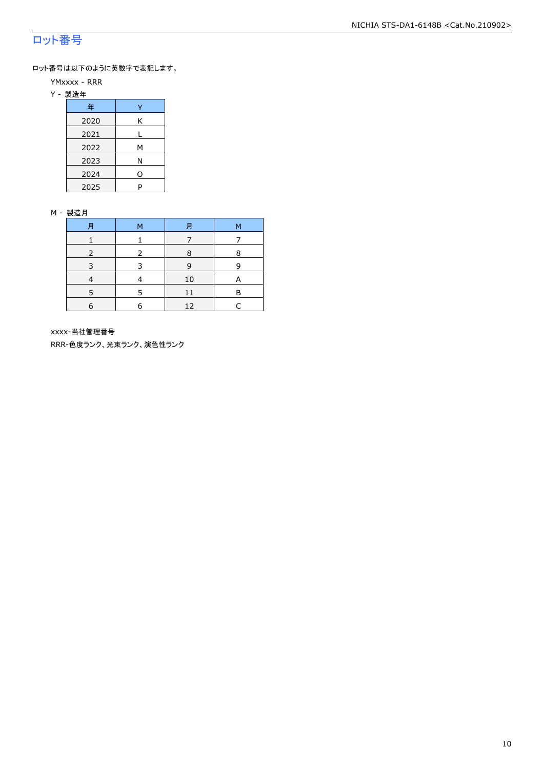## ロット番号

ロット番号は以下のように英数字で表記します。

YMxxxx - RRR

Y - 製造年

| 年 | Y |
|---|---|
| 2020 | K |
| 2021 | L |
| 2022 | M |
| 2023 | N |
| 2024 | O |
| 2025 | P |

M - 製造月

| 月 | M | 月 | M |
|---|---|---|---|
| 1 | 1 | 7 | 7 |
| 2 | 2 | 8 | 8 |
| 3 | 3 | 9 | 9 |
| 4 | 4 | 10 | A |
| 5 | 5 | 11 | B |
| 6 | 6 | 12 | C |

xxxx-当社管理番号

RRR-色度ランク、光束ランク、演色性ランク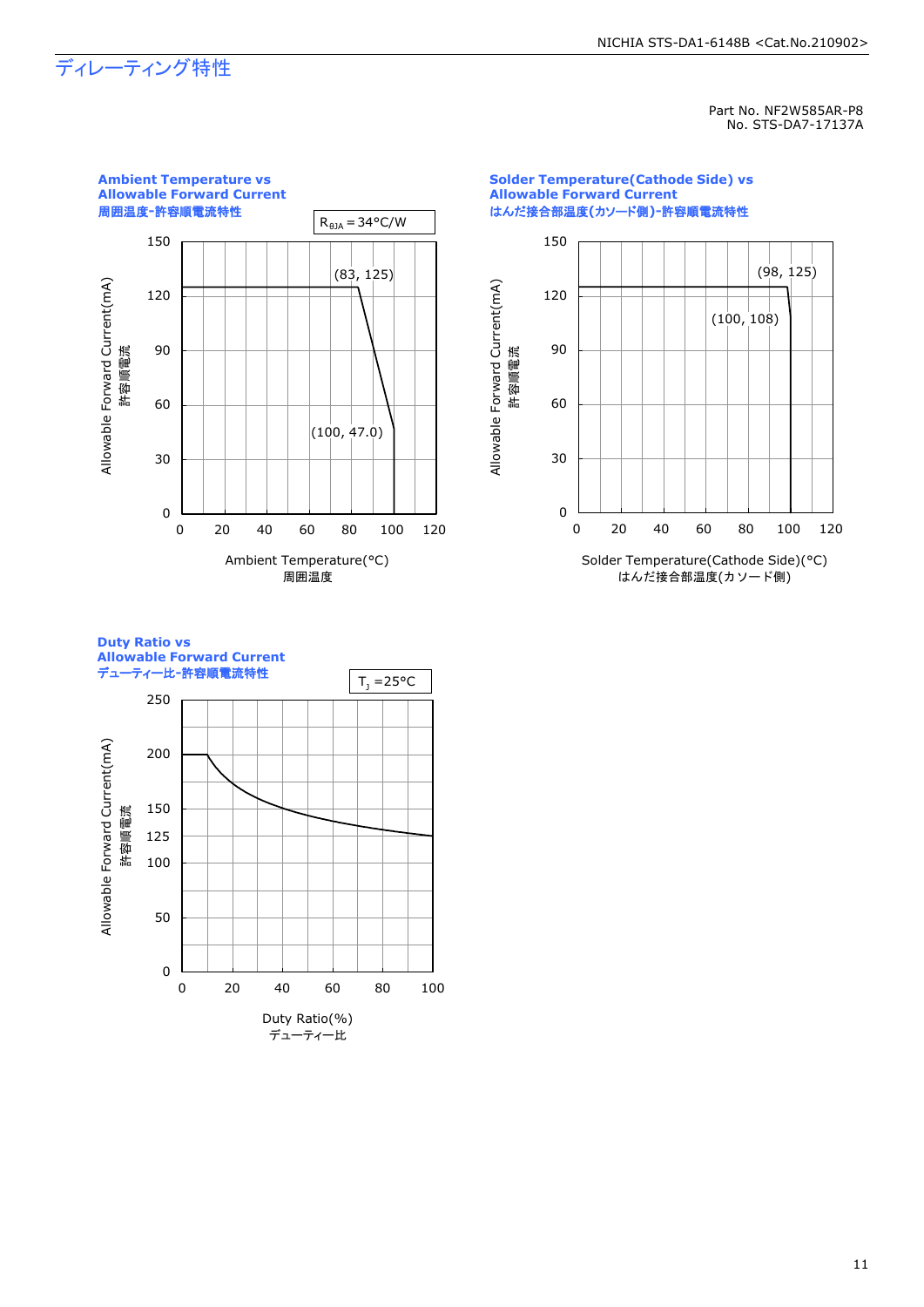# ディレーティング特性

Part No. NF2W585AR-P8
No. STS-DA7-17137A

**Ambient Temperature vs Allowable Forward Current**
**周囲温度-許容順電流特性**

$R_{\theta JA} = 34°C/W$

(83, 125)
(100, 47.0)

Allowable Forward Current(mA)
許容順電流

Ambient Temperature(°C)
周囲温度

**Solder Temperature(Cathode Side) vs Allowable Forward Current**
**はんだ接合部温度(カソード側)-許容順電流特性**

(98, 125)
(100, 108)

Allowable Forward Current(mA)
許容順電流

Solder Temperature(Cathode Side)(°C)
はんだ接合部温度(カソード側)

**Duty Ratio vs Allowable Forward Current**
**デューティー比-許容順電流特性**

$T_J = 25°C$

Allowable Forward Current(mA)
許容順電流

Duty Ratio(%)
デューティー比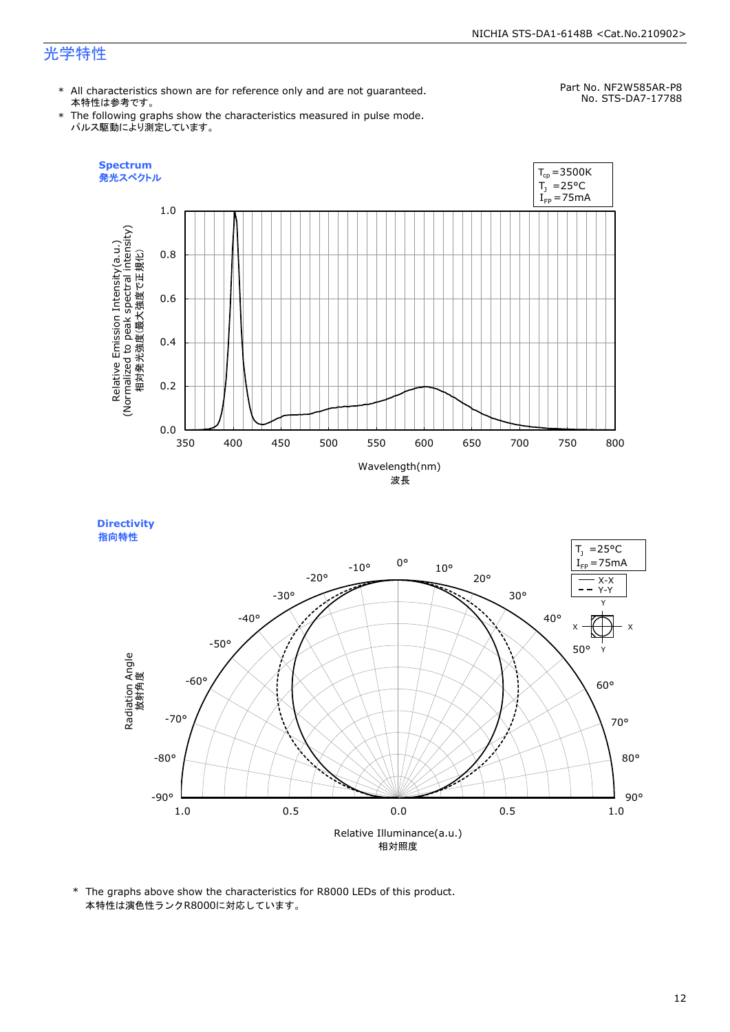# 光学特性

Part No. NF2W585AR-P8
No. STS-DA7-17788

\* All characteristics shown are for reference only and are not guaranteed.
本特性は参考です。

\* The following graphs show the characteristics measured in pulse mode.
パルス駆動により測定しています。

**Spectrum**
**発光スペクトル**

$T_{cp}$=3500K
$T_J$ =25°C
$I_{FP}$=75mA

Relative Emission Intensity(a.u.)
(Normalized to peak spectral intensity)
相対発光強度(最大強度で正規化)

Wavelength(nm)
波長

**Directivity**
**指向特性**

$T_J$ =25°C
$I_{FP}$=75mA

X-X
Y-Y

Radiation Angle
放射角度

Relative Illuminance(a.u.)
相対照度

\* The graphs above show the characteristics for R8000 LEDs of this product.
本特性は演色性ランクR8000に対応しています。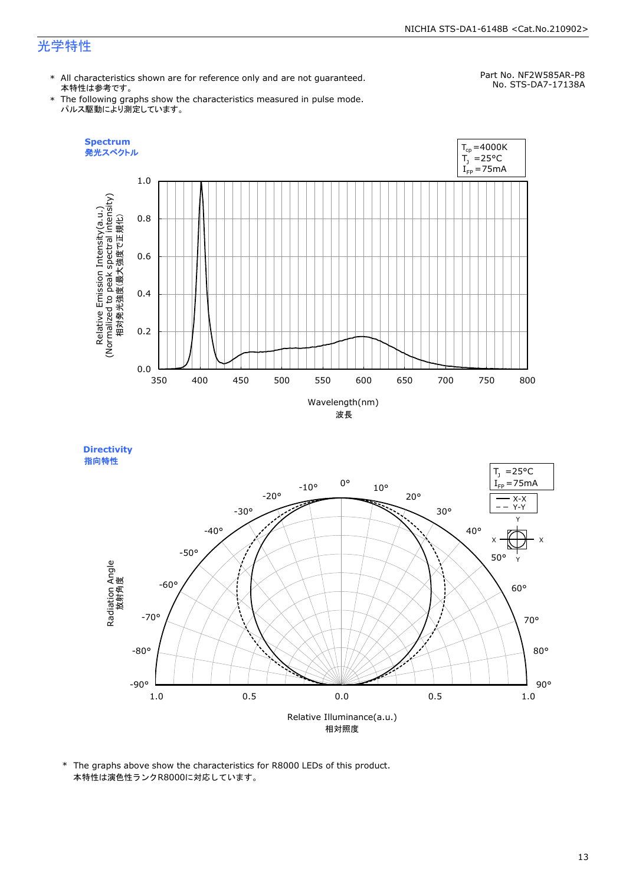# 光学特性

Part No. NF2W585AR-P8
No. STS-DA7-17138A

* All characteristics shown are for reference only and are not guaranteed.
  本特性は参考です。
* The following graphs show the characteristics measured in pulse mode.
  パルス駆動により測定しています。

**Spectrum**
**発光スペクトル**

$T_{cp}$=4000K
$T_J$ =25°C
$I_{FP}$=75mA

Relative Emission Intensity(a.u.)
(Normalized to peak spectral intensity)
相対発光強度(最大強度で正規化)

Wavelength(nm)
波長

**Directivity**
**指向特性**

$T_J$ =25°C
$I_{FP}$=75mA

— X-X
-- Y-Y

Radiation Angle
放射角度

Relative Illuminance(a.u.)
相対照度

* The graphs above show the characteristics for R8000 LEDs of this product.
  本特性は演色性ランクR8000に対応しています。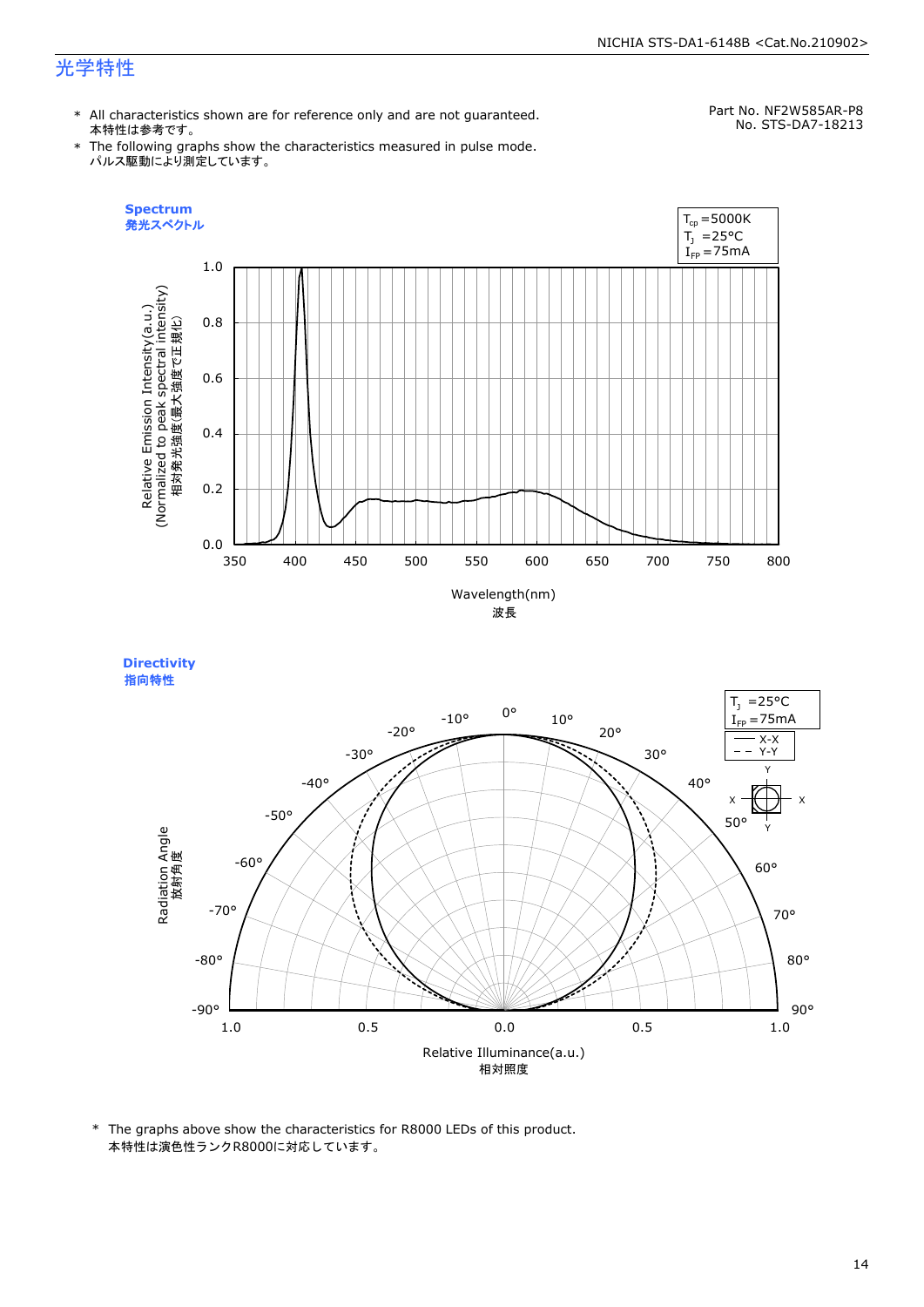## 光学特性

Part No. NF2W585AR-P8
No. STS-DA7-18213

* All characteristics shown are for reference only and are not guaranteed.
  本特性は参考です。
* The following graphs show the characteristics measured in pulse mode.
  パルス駆動により測定しています。

**Spectrum**
**発光スペクトル**

$T_{cp}$ =5000K
$T_J$ =25°C
$I_{FP}$ =75mA

Relative Emission Intensity(a.u.)
(Normalized to peak spectral intensity)
相対発光強度(最大強度で正規化)

Wavelength(nm)
波長

**Directivity**
**指向特性**

$T_J$ =25°C
$I_{FP}$ =75mA

X-X
Y-Y

Radiation Angle
放射角度

Relative Illuminance(a.u.)
相対照度

* The graphs above show the characteristics for R8000 LEDs of this product.
  本特性は演色性ランクR8000に対応しています。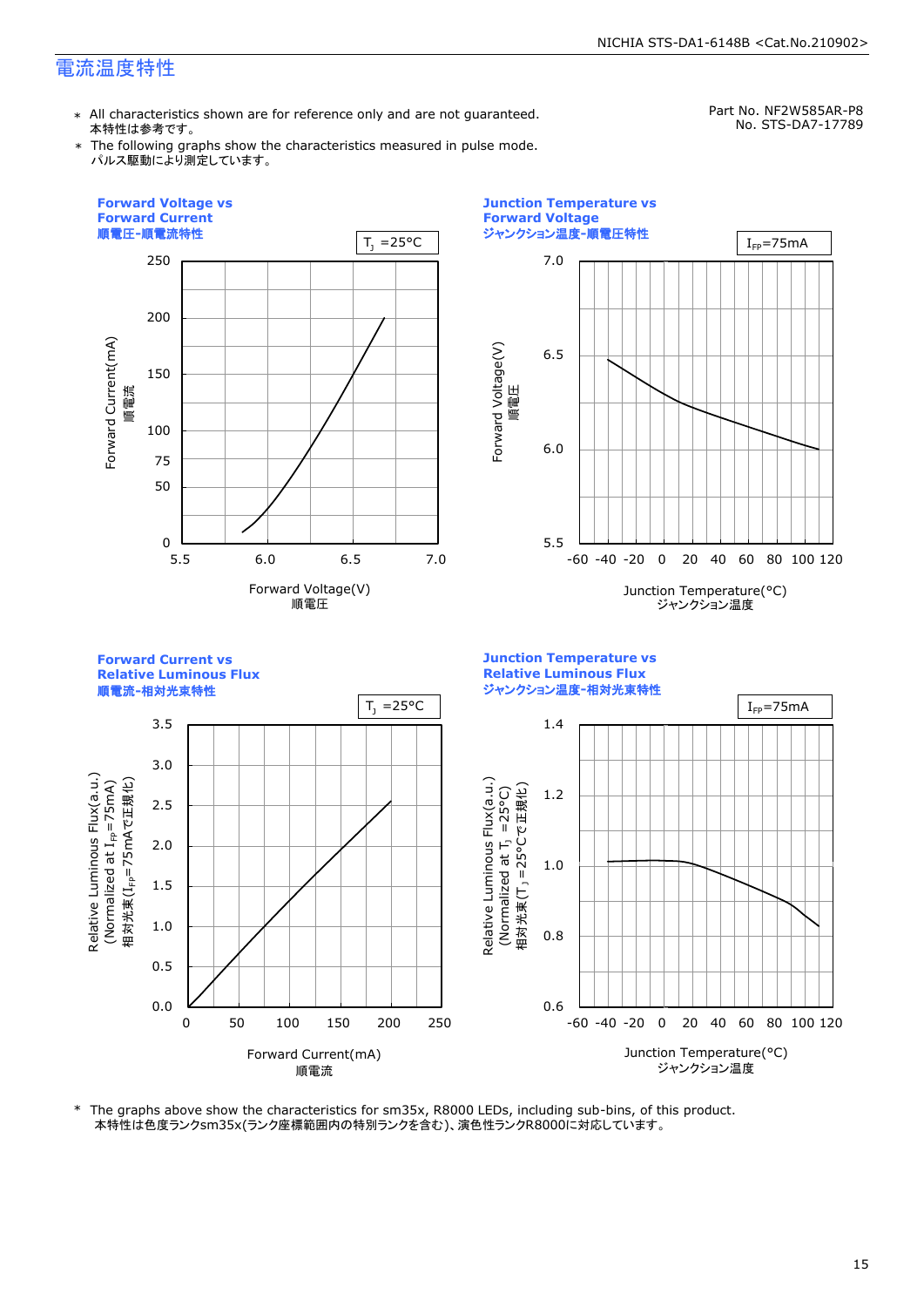# 電流温度特性

Part No. NF2W585AR-P8
No. STS-DA7-17789

- ＊ All characteristics shown are for reference only and are not guaranteed.
  本特性は参考です。
- ＊ The following graphs show the characteristics measured in pulse mode.
  パルス駆動により測定しています。

**Forward Voltage vs Forward Current**
**順電圧-順電流特性**

$T_J$ =25°C

Forward Current(mA) 順電流 / Forward Voltage(V) 順電圧

**Junction Temperature vs Forward Voltage**
**ジャンクション温度-順電圧特性**

$I_{FP}$=75mA

Forward Voltage(V) 順電圧 / Junction Temperature(°C) ジャンクション温度

**Forward Current vs Relative Luminous Flux**
**順電流-相対光束特性**

$T_J$ =25°C

Relative Luminous Flux(a.u.) (Normalized at $I_{FP}$=75mA) 相対光束($I_{FP}$=75mAで正規化) / Forward Current(mA) 順電流

**Junction Temperature vs Relative Luminous Flux**
**ジャンクション温度-相対光束特性**

$I_{FP}$=75mA

Relative Luminous Flux(a.u.) (Normalized at $T_J$ =25°C) 相対光束($T_J$ =25°Cで正規化) / Junction Temperature(°C) ジャンクション温度

＊ The graphs above show the characteristics for sm35x, R8000 LEDs, including sub-bins, of this product.
本特性は色度ランクsm35x(ランク座標範囲内の特別ランクを含む)、演色性ランクR8000に対応しています。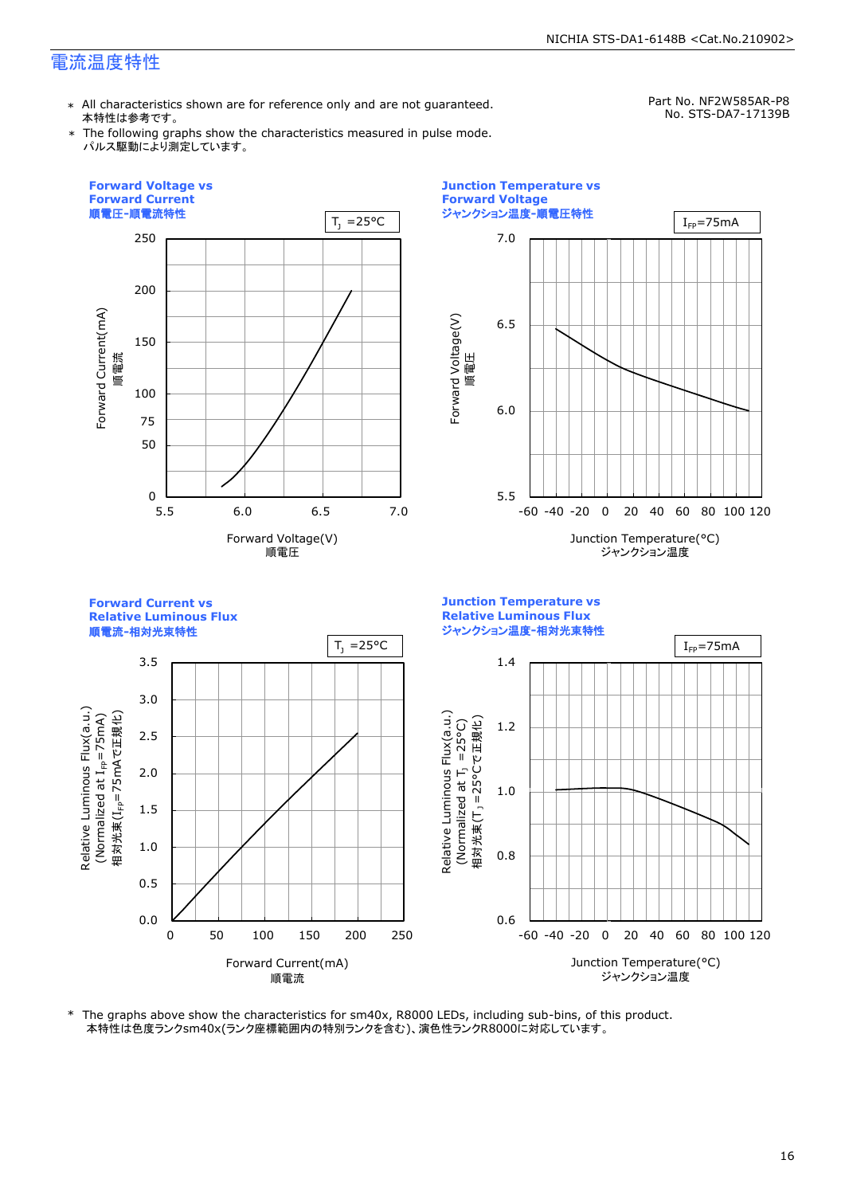## 電流温度特性

Part No. NF2W585AR-P8
No. STS-DA7-17139B

- ＊ All characteristics shown are for reference only and are not guaranteed.
  本特性は参考です。
- ＊ The following graphs show the characteristics measured in pulse mode.
  パルス駆動により測定しています。

### Forward Voltage vs Forward Current
### 順電圧-順電流特性

$T_J$ =25°C

Forward Current(mA) 順電流: 0, 50, 75, 100, 150, 200, 250

Forward Voltage(V) 順電圧: 5.5, 6.0, 6.5, 7.0

### Junction Temperature vs Forward Voltage
### ジャンクション温度-順電圧特性

$I_{FP}$=75mA

Forward Voltage(V) 順電圧: 5.5, 6.0, 6.5, 7.0

Junction Temperature(°C) ジャンクション温度: -60, -40, -20, 0, 20, 40, 60, 80, 100, 120

### Forward Current vs Relative Luminous Flux
### 順電流-相対光束特性

$T_J$ =25°C

Relative Luminous Flux(a.u.) (Normalized at $I_{FP}$=75mA) 相対光束($I_{FP}$=75mAで正規化): 0.0, 0.5, 1.0, 1.5, 2.0, 2.5, 3.0, 3.5

Forward Current(mA) 順電流: 0, 50, 100, 150, 200, 250

### Junction Temperature vs Relative Luminous Flux
### ジャンクション温度-相対光束特性

$I_{FP}$=75mA

Relative Luminous Flux(a.u.) (Normalized at $T_J$ =25°C) 相対光束($T_J$ =25°Cで正規化): 0.6, 0.8, 1.0, 1.2, 1.4

Junction Temperature(°C) ジャンクション温度: -60, -40, -20, 0, 20, 40, 60, 80, 100, 120

＊ The graphs above show the characteristics for sm40x, R8000 LEDs, including sub-bins, of this product.
本特性は色度ランクsm40x(ランク座標範囲内の特別ランクを含む)、演色性ランクR8000に対応しています。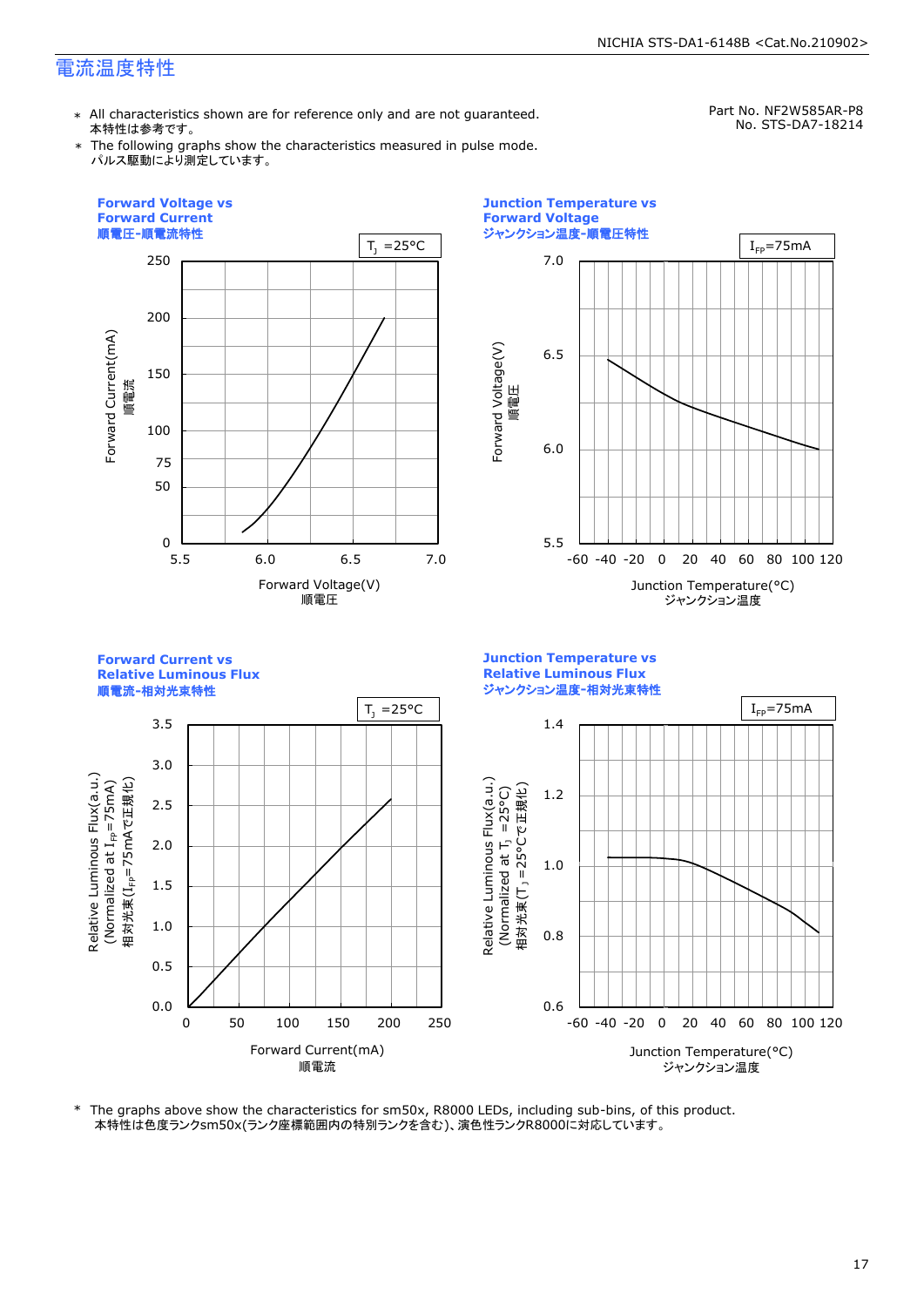# 電流温度特性

Part No. NF2W585AR-P8
No. STS-DA7-18214

- \* All characteristics shown are for reference only and are not guaranteed.
  本特性は参考です。
- \* The following graphs show the characteristics measured in pulse mode.
  パルス駆動により測定しています。

**Forward Voltage vs Forward Current**
**順電圧-順電流特性**

$T_J$ =25°C

Forward Current(mA) 順電流 / Forward Voltage(V) 順電圧

**Junction Temperature vs Forward Voltage**
**ジャンクション温度-順電圧特性**

$I_{FP}$=75mA

Forward Voltage(V) 順電圧 / Junction Temperature(°C) ジャンクション温度

**Forward Current vs Relative Luminous Flux**
**順電流-相対光束特性**

$T_J$ =25°C

Relative Luminous Flux(a.u.) (Normalized at $I_{FP}$=75mA) 相対光束($I_{FP}$=75mAで正規化) / Forward Current(mA) 順電流

**Junction Temperature vs Relative Luminous Flux**
**ジャンクション温度-相対光束特性**

$I_{FP}$=75mA

Relative Luminous Flux(a.u.) (Normalized at $T_J$ =25°C) 相対光束($T_J$ =25°Cで正規化) / Junction Temperature(°C) ジャンクション温度

\* The graphs above show the characteristics for sm50x, R8000 LEDs, including sub-bins, of this product.
本特性は色度ランクsm50x(ランク座標範囲内の特別ランクを含む)、演色性ランクR8000に対応しています。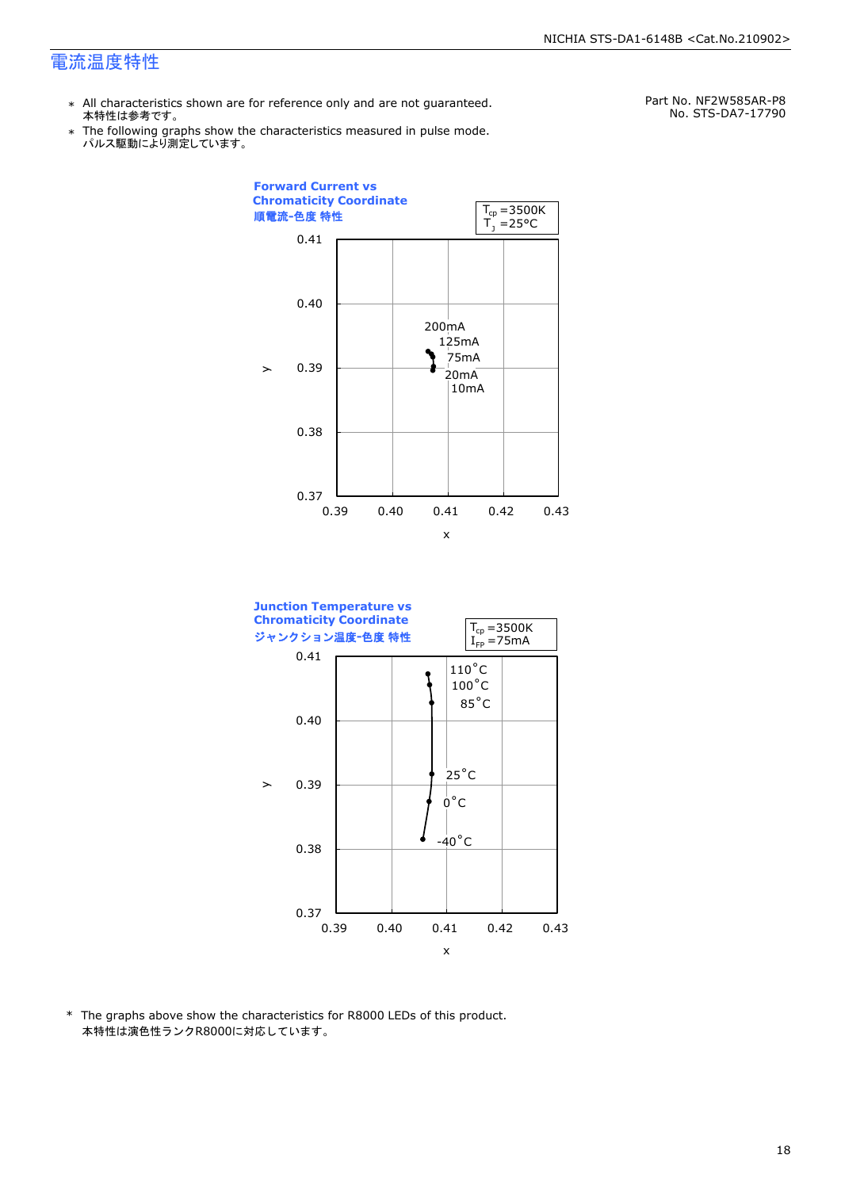# 電流温度特性

Part No. NF2W585AR-P8
No. STS-DA7-17790

＊ All characteristics shown are for reference only and are not guaranteed.
本特性は参考です。

＊ The following graphs show the characteristics measured in pulse mode.
パルス駆動により測定しています。

**Forward Current vs Chromaticity Coordinate**
**順電流-色度 特性**

$T_{cp}$ =3500K
$T_J$ =25°C

y: 0.37, 0.38, 0.39, 0.40, 0.41
x: 0.39, 0.40, 0.41, 0.42, 0.43

200mA
125mA
75mA
20mA
10mA

**Junction Temperature vs Chromaticity Coordinate**
**ジャンクション温度-色度 特性**

$T_{cp}$ =3500K
$I_{FP}$ =75mA

y: 0.37, 0.38, 0.39, 0.40, 0.41
x: 0.39, 0.40, 0.41, 0.42, 0.43

110°C
100°C
85°C
25°C
0°C
-40°C

\* The graphs above show the characteristics for R8000 LEDs of this product.
本特性は演色性ランクR8000に対応しています。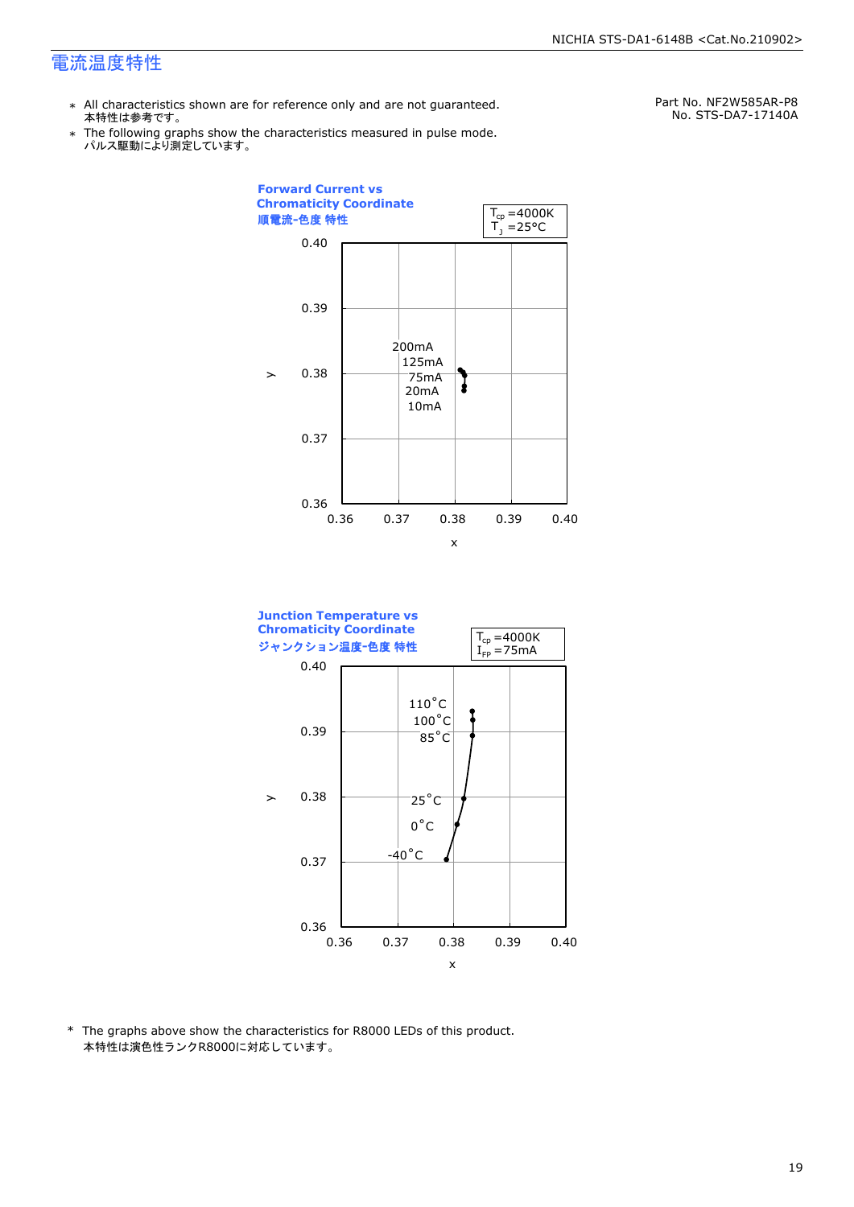# 電流温度特性

- ＊ All characteristics shown are for reference only and are not guaranteed.
  本特性は参考です。
- ＊ The following graphs show the characteristics measured in pulse mode.
  パルス駆動により測定しています。

Part No. NF2W585AR-P8
No. STS-DA7-17140A

**Forward Current vs Chromaticity Coordinate**
**順電流-色度 特性**

$T_{cp}$ =4000K
$T_J$ =25°C

200mA
125mA
75mA
20mA
10mA

y: 0.36 – 0.40
x: 0.36 – 0.40

**Junction Temperature vs Chromaticity Coordinate**
**ジャンクション温度-色度 特性**

$T_{cp}$ =4000K
$I_{FP}$ =75mA

110°C
100°C
85°C
25°C
0°C
-40°C

y: 0.36 – 0.40
x: 0.36 – 0.40

\* The graphs above show the characteristics for R8000 LEDs of this product.
本特性は演色性ランクR8000に対応しています。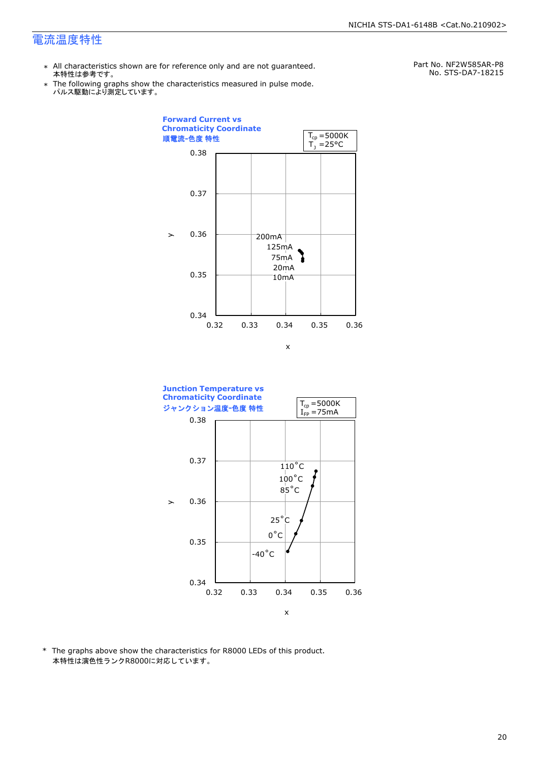# 電流温度特性

Part No. NF2W585AR-P8
No. STS-DA7-18215

- ＊ All characteristics shown are for reference only and are not guaranteed.
  本特性は参考です。
- ＊ The following graphs show the characteristics measured in pulse mode.
  パルス駆動により測定しています。

**Forward Current vs Chromaticity Coordinate**
**順電流-色度 特性**

$T_{cp}$ =5000K
$T_J$ =25°C

y: 0.34 – 0.38; x: 0.32 – 0.36

200mA, 125mA, 75mA, 20mA, 10mA

**Junction Temperature vs Chromaticity Coordinate**
**ジャンクション温度-色度 特性**

$T_{cp}$ =5000K
$I_{FP}$ =75mA

y: 0.34 – 0.38; x: 0.32 – 0.36

110°C, 100°C, 85°C, 25°C, 0°C, -40°C

\* The graphs above show the characteristics for R8000 LEDs of this product.
本特性は演色性ランクR8000に対応しています。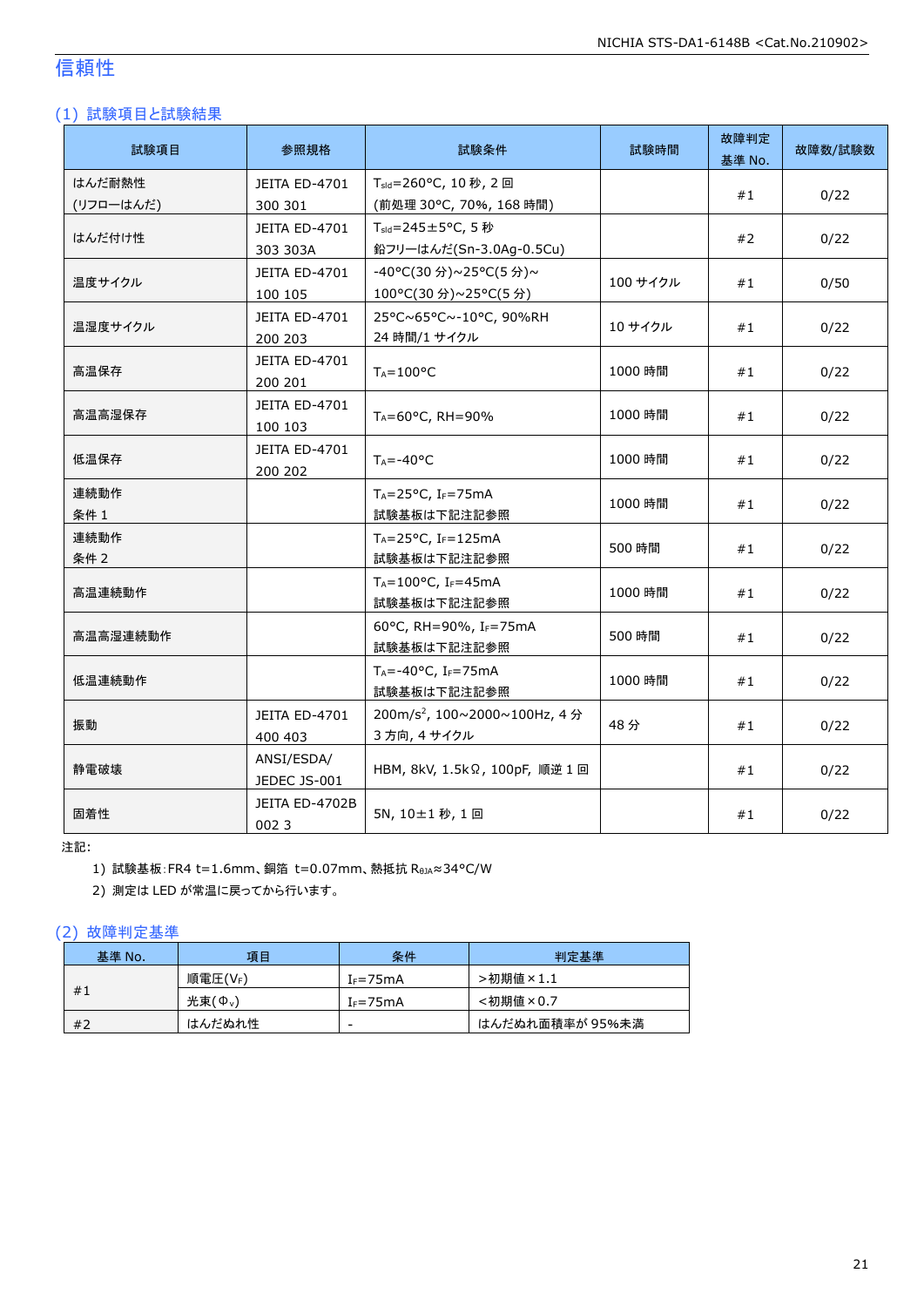# 信頼性

## (1) 試験項目と試験結果

| 試験項目 | 参照規格 | 試験条件 | 試験時間 | 故障判定基準 No. | 故障数/試験数 |
|---|---|---|---|---|---|
| はんだ耐熱性 (リフローはんだ) | JEITA ED-4701 300 301 | $T_{sld}$=260°C, 10 秒, 2 回 (前処理 30°C, 70%, 168 時間) | | #1 | 0/22 |
| はんだ付け性 | JEITA ED-4701 303 303A | $T_{sld}$=245±5°C, 5 秒 鉛フリーはんだ(Sn-3.0Ag-0.5Cu) | | #2 | 0/22 |
| 温度サイクル | JEITA ED-4701 100 105 | -40°C(30 分)~25°C(5 分)~ 100°C(30 分)~25°C(5 分) | 100 サイクル | #1 | 0/50 |
| 温湿度サイクル | JEITA ED-4701 200 203 | 25°C~65°C~-10°C, 90%RH 24 時間/1 サイクル | 10 サイクル | #1 | 0/22 |
| 高温保存 | JEITA ED-4701 200 201 | $T_A$=100°C | 1000 時間 | #1 | 0/22 |
| 高温高湿保存 | JEITA ED-4701 100 103 | $T_A$=60°C, RH=90% | 1000 時間 | #1 | 0/22 |
| 低温保存 | JEITA ED-4701 200 202 | $T_A$=-40°C | 1000 時間 | #1 | 0/22 |
| 連続動作 条件 1 | | $T_A$=25°C, $I_F$=75mA 試験基板は下記注記参照 | 1000 時間 | #1 | 0/22 |
| 連続動作 条件 2 | | $T_A$=25°C, $I_F$=125mA 試験基板は下記注記参照 | 500 時間 | #1 | 0/22 |
| 高温連続動作 | | $T_A$=100°C, $I_F$=45mA 試験基板は下記注記参照 | 1000 時間 | #1 | 0/22 |
| 高温高湿連続動作 | | 60°C, RH=90%, $I_F$=75mA 試験基板は下記注記参照 | 500 時間 | #1 | 0/22 |
| 低温連続動作 | | $T_A$=-40°C, $I_F$=75mA 試験基板は下記注記参照 | 1000 時間 | #1 | 0/22 |
| 振動 | JEITA ED-4701 400 403 | 200m/s$^2$, 100~2000~100Hz, 4 分 3 方向, 4 サイクル | 48 分 | #1 | 0/22 |
| 静電破壊 | ANSI/ESDA/ JEDEC JS-001 | HBM, 8kV, 1.5kΩ, 100pF, 順逆 1 回 | | #1 | 0/22 |
| 固着性 | JEITA ED-4702B 002 3 | 5N, 10±1 秒, 1 回 | | #1 | 0/22 |

注記:

1) 試験基板:FR4 t=1.6mm、銅箔 t=0.07mm、熱抵抗 $R_{θJA}$≈34°C/W
2) 測定は LED が常温に戻ってから行います。

## (2) 故障判定基準

| 基準 No. | 項目 | 条件 | 判定基準 |
|---|---|---|---|
| #1 | 順電圧($V_F$) | $I_F$=75mA | >初期値×1.1 |
| | 光束($Φ_V$) | $I_F$=75mA | <初期値×0.7 |
| #2 | はんだぬれ性 | - | はんだぬれ面積率が 95%未満 |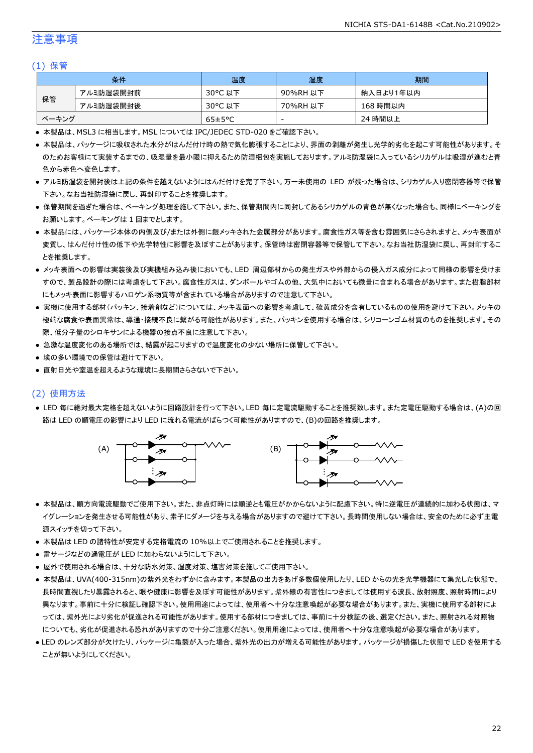# 注意事項

## (1) 保管

| 条件 | | 温度 | 湿度 | 期間 |
|---|---|---|---|---|
| 保管 | アルミ防湿袋開封前 | 30°C 以下 | 90%RH 以下 | 納入日より1年以内 |
| | アルミ防湿袋開封後 | 30°C 以下 | 70%RH 以下 | 168 時間以内 |
| ベーキング | | 65±5°C | - | 24 時間以上 |

- 本製品は、MSL3 に相当します。MSL については IPC/JEDEC STD-020 をご確認下さい。
- 本製品は、パッケージに吸収された水分がはんだ付け時の熱で気化膨張することにより、界面の剥離が発生し光学的劣化を起こす可能性があります。そのためお客様にて実装するまでの、吸湿量を最小限に抑えるため防湿梱包を実施しております。アルミ防湿袋に入っているシリカゲルは吸湿が進むと青色から赤色へ変色します。
- アルミ防湿袋を開封後は上記の条件を越えないようにはんだ付けを完了下さい。万一未使用の LED が残った場合は、シリカゲル入り密閉容器等で保管下さい。なお当社防湿袋に戻し、再封印することを推奨します。
- 保管期間を過ぎた場合は、ベーキング処理を施して下さい。また、保管期間内に同封してあるシリカゲルの青色が無くなった場合も、同様にベーキングをお願いします。ベーキングは 1 回までとします。
- 本製品には、パッケージ本体の内側及び/または外側に銀メッキされた金属部分があります。腐食性ガス等を含む雰囲気にさらされますと、メッキ表面が変質し、はんだ付け性の低下や光学特性に影響を及ぼすことがあります。保管時は密閉容器等で保管して下さい。なお当社防湿袋に戻し、再封印することを推奨します。
- メッキ表面への影響は実装後及び実機組み込み後においても、LED 周辺部材からの発生ガスや外部からの侵入ガス成分によって同様の影響を受けますので、製品設計の際には考慮をして下さい。腐食性ガスは、ダンボールやゴムの他、大気中においても微量に含まれる場合があります。また樹脂部材にもメッキ表面に影響するハロゲン系物質等が含まれている場合がありますので注意して下さい。
- 実機に使用する部材（パッキン、接着剤など）については、メッキ表面への影響を考慮して、硫黄成分を含有しているものの使用を避けて下さい。メッキの極端な腐食や表面異常は、導通・接続不良に繋がる可能性があります。また、パッキンを使用する場合は、シリコーンゴム材質のものを推奨します。その際、低分子量のシロキサンによる機器の接点不良に注意して下さい。
- 急激な温度変化のある場所では、結露が起こりますので温度変化の少ない場所に保管して下さい。
- 埃の多い環境での保管は避けて下さい。
- 直射日光や室温を超えるような環境に長期間さらさないで下さい。

## (2) 使用方法

- LED 毎に絶対最大定格を超えないように回路設計を行って下さい。LED 毎に定電流駆動することを推奨致します。また定電圧駆動する場合は、(A)の回路は LED の順電圧の影響により LED に流れる電流がばらつく可能性がありますので、(B)の回路を推奨します。

(A) (B)

- 本製品は、順方向電流駆動でご使用下さい。また、非点灯時には順逆とも電圧がかからないように配慮下さい。特に逆電圧が連続的に加わる状態は、マイグレーションを発生させる可能性があり、素子にダメージを与える場合がありますので避けて下さい。長時間使用しない場合は、安全のために必ず主電源スイッチを切って下さい。
- 本製品は LED の諸特性が安定する定格電流の 10%以上でご使用されることを推奨します。
- 雷サージなどの過電圧が LED に加わらないようにして下さい。
- 屋外で使用される場合は、十分な防水対策、湿度対策、塩害対策を施してご使用下さい。
- 本製品は、UVA(400-315nm)の紫外光をわずかに含みます。本製品の出力をあげ多数個使用したり、LED からの光を光学機器にて集光した状態で、長時間直視したり暴露されると、眼や健康に影響を及ぼす可能性があります。紫外線の有害性につきましては使用する波長、放射照度、照射時間により異なります。事前に十分に検証確認下さい。使用用途によっては、使用者へ十分な注意喚起が必要な場合があります。また、実機に使用する部材によっては、紫外光により劣化が促進される可能性があります。使用する部材につきましては、事前に十分検証の後、選定ください。また、照射される対照物についても、劣化が促進される恐れがありますので十分ご注意ください。使用用途によっては、使用者へ十分な注意喚起が必要な場合があります。
- LED のレンズ部分が欠けたり、パッケージに亀裂が入った場合、紫外光の出力が増える可能性があります。パッケージが損傷した状態で LED を使用することが無いようにしてください。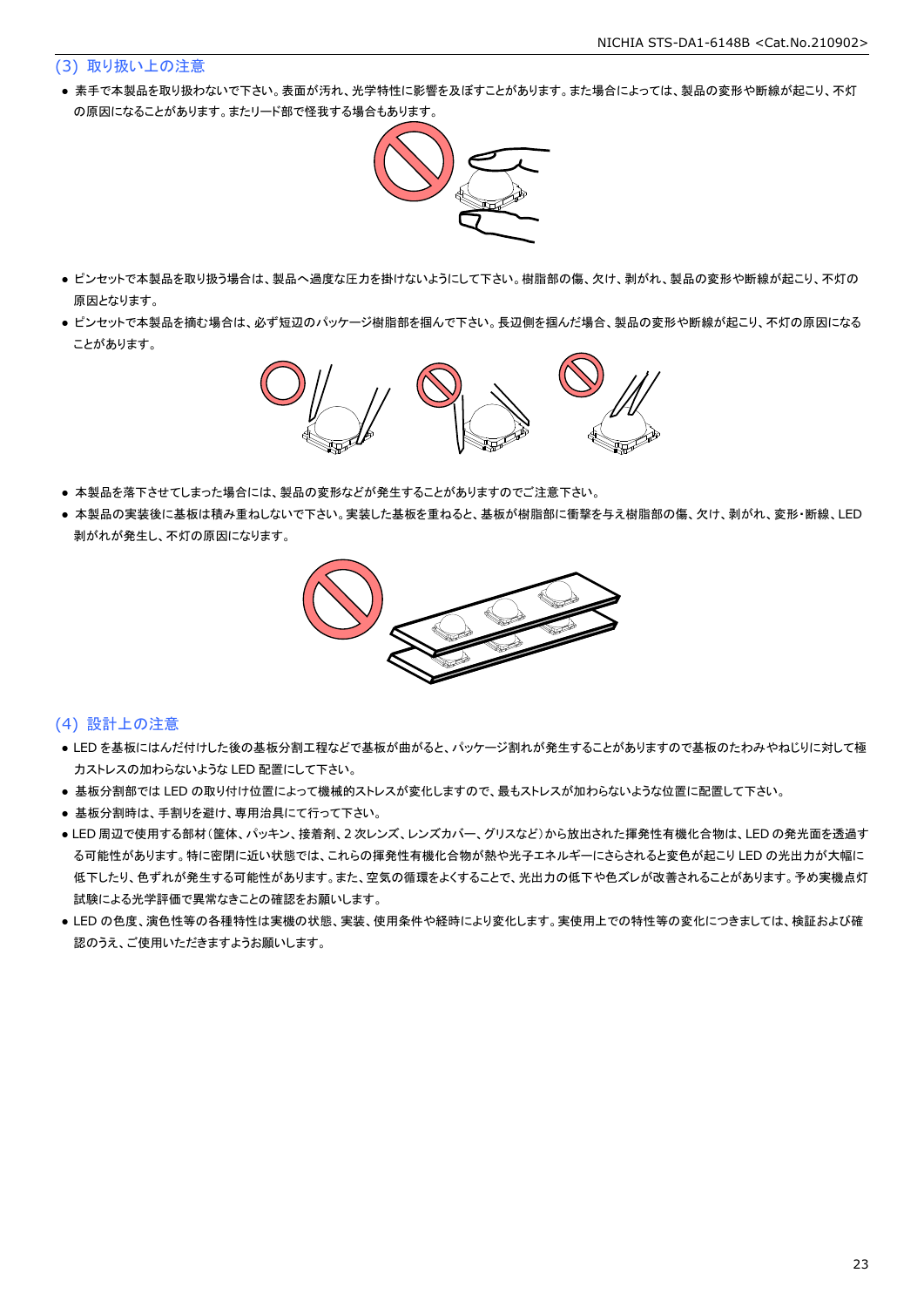## (3) 取り扱い上の注意

- 素手で本製品を取り扱わないで下さい。表面が汚れ、光学特性に影響を及ぼすことがあります。また場合によっては、製品の変形や断線が起こり、不灯の原因になることがあります。またリード部で怪我する場合もあります。

- ピンセットで本製品を取り扱う場合は、製品へ過度な圧力を掛けないようにして下さい。樹脂部の傷、欠け、剥がれ、製品の変形や断線が起こり、不灯の原因となります。
- ピンセットで本製品を摘む場合は、必ず短辺のパッケージ樹脂部を掴んで下さい。長辺側を掴んだ場合、製品の変形や断線が起こり、不灯の原因になることがあります。

- 本製品を落下させてしまった場合には、製品の変形などが発生することがありますのでご注意下さい。
- 本製品の実装後に基板は積み重ねしないで下さい。実装した基板を重ねると、基板が樹脂部に衝撃を与え樹脂部の傷、欠け、剥がれ、変形・断線、LED 剥がれが発生し、不灯の原因になります。

## (4) 設計上の注意

- LED を基板にはんだ付けした後の基板分割工程などで基板が曲がると、パッケージ割れが発生することがありますので基板のたわみやねじりに対して極力ストレスの加わらないような LED 配置にして下さい。
- 基板分割部では LED の取り付け位置によって機械的ストレスが変化しますので、最もストレスが加わらないような位置に配置して下さい。
- 基板分割時は、手割りを避け、専用治具にて行って下さい。
- LED 周辺で使用する部材(筐体、パッキン、接着剤、2 次レンズ、レンズカバー、グリスなど)から放出された揮発性有機化合物は、LED の発光面を透過する可能性があります。特に密閉に近い状態では、これらの揮発性有機化合物が熱や光子エネルギーにさらされると変色が起こり LED の光出力が大幅に低下したり、色ずれが発生する可能性があります。また、空気の循環をよくすることで、光出力の低下や色ズレが改善されることがあります。予め実機点灯試験による光学評価で異常なきことの確認をお願いします。
- LED の色度、演色性等の各種特性は実機の状態、実装、使用条件や経時により変化します。実使用上での特性等の変化につきましては、検証および確認のうえ、ご使用いただきますようお願いします。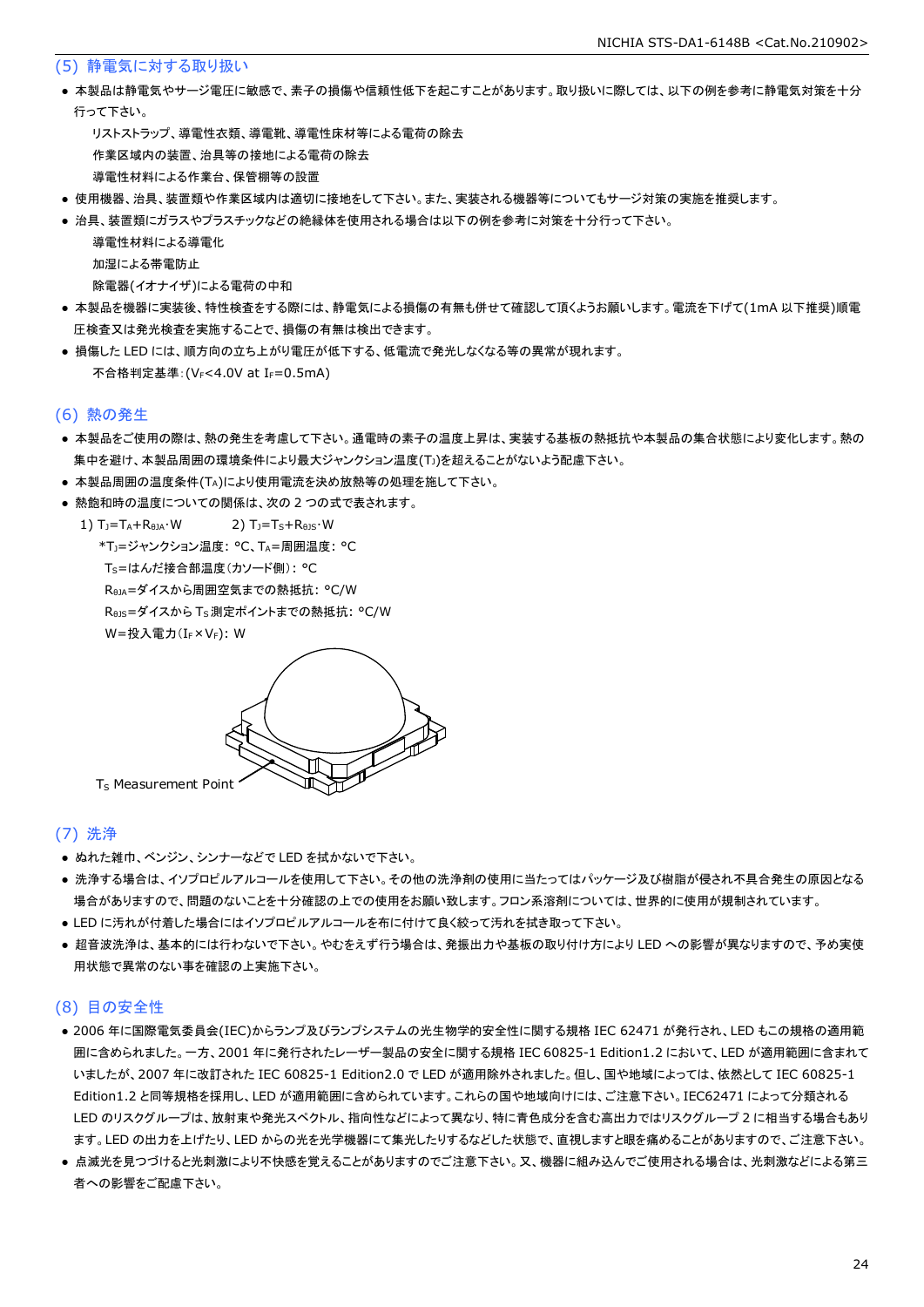## (5) 静電気に対する取り扱い

- 本製品は静電気やサージ電圧に敏感で、素子の損傷や信頼性低下を起こすことがあります。取り扱いに際しては、以下の例を参考に静電気対策を十分行って下さい。

  リストストラップ、導電性衣類、導電靴、導電性床材等による電荷の除去
  
  作業区域内の装置、治具等の接地による電荷の除去
  
  導電性材料による作業台、保管棚等の設置

- 使用機器、治具、装置類や作業区域内は適切に接地をして下さい。また、実装される機器等についてもサージ対策の実施を推奨します。
- 治具、装置類にガラスやプラスチックなどの絶縁体を使用される場合は以下の例を参考に対策を十分行って下さい。

  導電性材料による導電化
  
  加湿による帯電防止
  
  除電器(イオナイザ)による電荷の中和

- 本製品を機器に実装後、特性検査をする際には、静電気による損傷の有無も併せて確認して頂くようお願いします。電流を下げて(1mA 以下推奨)順電圧検査又は発光検査を実施することで、損傷の有無は検出できます。
- 損傷した LED には、順方向の立ち上がり電圧が低下する、低電流で発光しなくなる等の異常が現れます。

  不合格判定基準:($V_F$<4.0V at $I_F$=0.5mA)

## (6) 熱の発生

- 本製品をご使用の際は、熱の発生を考慮して下さい。通電時の素子の温度上昇は、実装する基板の熱抵抗や本製品の集合状態により変化します。熱の集中を避け、本製品周囲の環境条件により最大ジャンクション温度($T_J$)を超えることがないよう配慮下さい。
- 本製品周囲の温度条件($T_A$)により使用電流を決め放熱等の処理を施して下さい。
- 熱飽和時の温度についての関係は、次の 2 つの式で表されます。

  1) $T_J=T_A+R_{\theta JA}\cdot W$　　　2) $T_J=T_S+R_{\theta JS}\cdot W$

  *$T_J$=ジャンクション温度: °C、$T_A$=周囲温度: °C
  
  $T_S$=はんだ接合部温度(カソード側): °C
  
  $R_{\theta JA}$=ダイスから周囲空気までの熱抵抗: °C/W
  
  $R_{\theta JS}$=ダイスから $T_S$ 測定ポイントまでの熱抵抗: °C/W
  
  W=投入電力($I_F\times V_F$): W

$T_S$ Measurement Point

## (7) 洗浄

- ぬれた雑巾、ベンジン、シンナーなどで LED を拭かないで下さい。
- 洗浄する場合は、イソプロピルアルコールを使用して下さい。その他の洗浄剤の使用に当たってはパッケージ及び樹脂が侵され不具合発生の原因となる場合がありますので、問題のないことを十分確認の上での使用をお願い致します。フロン系溶剤については、世界的に使用が規制されています。
- LED に汚れが付着した場合にはイソプロピルアルコールを布に付けて良く絞って汚れを拭き取って下さい。
- 超音波洗浄は、基本的には行わないで下さい。やむをえず行う場合は、発振出力や基板の取り付け方により LED への影響が異なりますので、予め実使用状態で異常のない事を確認の上実施下さい。

## (8) 目の安全性

- 2006 年に国際電気委員会(IEC)からランプ及びランプシステムの光生物学的安全性に関する規格 IEC 62471 が発行され、LED もこの規格の適用範囲に含められました。一方、2001 年に発行されたレーザー製品の安全に関する規格 IEC 60825-1 Edition1.2 において、LED が適用範囲に含まれていましたが、2007 年に改訂された IEC 60825-1 Edition2.0 で LED が適用除外されました。但し、国や地域によっては、依然として IEC 60825-1 Edition1.2 と同等規格を採用し、LED が適用範囲に含められています。これらの国や地域向けには、ご注意下さい。IEC62471 によって分類される LED のリスクグループは、放射束や発光スペクトル、指向性などによって異なり、特に青色成分を含む高出力ではリスクグループ 2 に相当する場合もあります。LED の出力を上げたり、LED からの光を光学機器にて集光したりするなどした状態で、直視しますと眼を痛めることがありますので、ご注意下さい。
- 点滅光を見つづけると光刺激により不快感を覚えることがありますのでご注意下さい。又、機器に組み込んでご使用される場合は、光刺激などによる第三者への影響をご配慮下さい。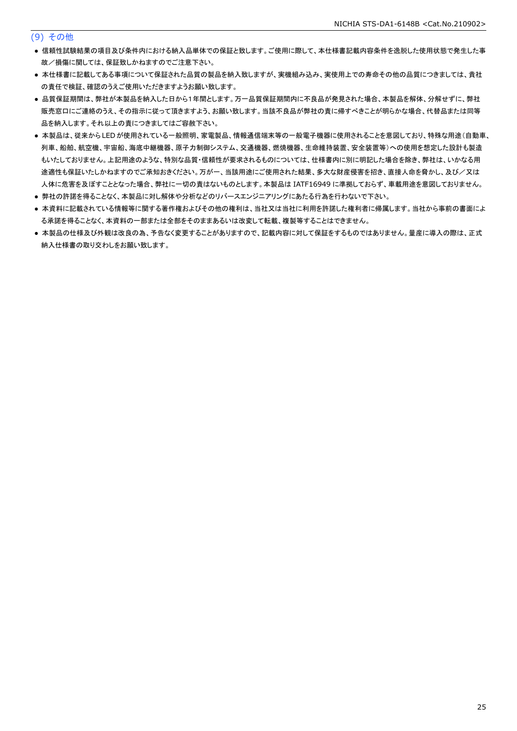## (9) その他

- 信頼性試験結果の項目及び条件内における納入品単体での保証と致します。ご使用に際して、本仕様書記載内容条件を逸脱した使用状態で発生した事故／損傷に関しては、保証致しかねますのでご注意下さい。
- 本仕様書に記載してある事項について保証された品質の製品を納入致しますが、実機組み込み、実使用上での寿命その他の品質につきましては、貴社の責任で検証、確認のうえご使用いただきますようお願い致します。
- 品質保証期間は、弊社が本製品を納入した日から1年間とします。万一品質保証期間内に不良品が発見された場合、本製品を解体、分解せずに、弊社販売窓口にご連絡のうえ、その指示に従って頂きますよう、お願い致します。当該不良品が弊社の責に帰すべきことが明らかな場合、代替品または同等品を納入します。それ以上の責につきましてはご容赦下さい。
- 本製品は、従来からLEDが使用されている一般照明、家電製品、情報通信端末等の一般電子機器に使用されることを意図しており、特殊な用途（自動車、列車、船舶、航空機、宇宙船、海底中継機器、原子力制御システム、交通機器、燃焼機器、生命維持装置、安全装置等）への使用を想定した設計も製造もいたしておりません。上記用途のような、特別な品質･信頼性が要求されるものについては、仕様書内に別に明記した場合を除き、弊社は、いかなる用途適性も保証いたしかねますのでご承知おきください。万が一、当該用途にご使用された結果、多大な財産侵害を招き、直接人命を脅かし、及び／又は人体に危害を及ぼすこととなった場合、弊社に一切の責はないものとします。本製品は IATF16949 に準拠しておらず、車載用途を意図しておりません。
- 弊社の許諾を得ることなく、本製品に対し解体や分析などのリバースエンジニアリングにあたる行為を行わないで下さい。
- 本資料に記載されている情報等に関する著作権およびその他の権利は、当社又は当社に利用を許諾した権利者に帰属します。当社から事前の書面による承諾を得ることなく、本資料の一部または全部をそのままあるいは改変して転載、複製等することはできません。
- 本製品の仕様及び外観は改良の為、予告なく変更することがありますので、記載内容に対して保証をするものではありません。量産に導入の際は、正式納入仕様書の取り交わしをお願い致します。